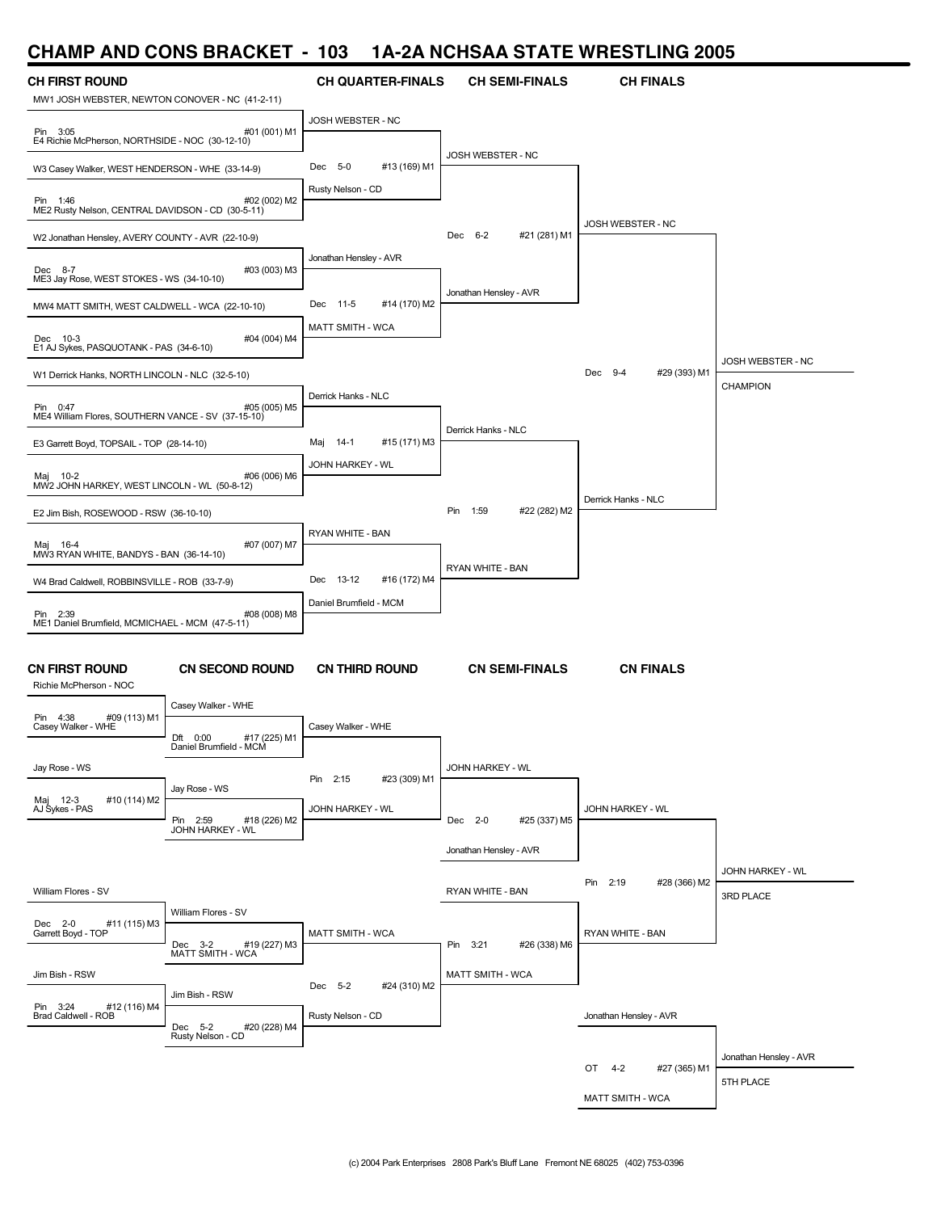# CHAMP AND CONS BRACKET - 103 1A-2A NCHSAA STATE WRESTLING 2005

## CH FIRST ROUND

MW1 JOSH WEBSTER, NEWTON CONOVER - NC (41-2-11)
Pin 3:05 #01 (001) M1
E4 Richie McPherson, NORTHSIDE - NOC (30-12-10)

W3 Casey Walker, WEST HENDERSON - WHE (33-14-9)
Pin 1:46 #02 (002) M2
ME2 Rusty Nelson, CENTRAL DAVIDSON - CD (30-5-11)

W2 Jonathan Hensley, AVERY COUNTY - AVR (22-10-9)
Dec 8-7 #03 (003) M3
ME3 Jay Rose, WEST STOKES - WS (34-10-10)

MW4 MATT SMITH, WEST CALDWELL - WCA (22-10-10)
Dec 10-3 #04 (004) M4
E1 AJ Sykes, PASQUOTANK - PAS (34-6-10)

W1 Derrick Hanks, NORTH LINCOLN - NLC (32-5-10)
Pin 0:47 #05 (005) M5
ME4 William Flores, SOUTHERN VANCE - SV (37-15-10)

E3 Garrett Boyd, TOPSAIL - TOP (28-14-10)
Maj 10-2 #06 (006) M6
MW2 JOHN HARKEY, WEST LINCOLN - WL (50-8-12)

E2 Jim Bish, ROSEWOOD - RSW (36-10-10)
Maj 16-4 #07 (007) M7
MW3 RYAN WHITE, BANDYS - BAN (36-14-10)

W4 Brad Caldwell, ROBBINSVILLE - ROB (33-7-9)
Pin 2:39 #08 (008) M8
ME1 Daniel Brumfield, MCMICHAEL - MCM (47-5-11)

## CH QUARTER-FINALS

JOSH WEBSTER - NC
Dec 5-0 #13 (169) M1
Rusty Nelson - CD

Jonathan Hensley - AVR
Dec 11-5 #14 (170) M2
MATT SMITH - WCA

Derrick Hanks - NLC
Maj 14-1 #15 (171) M3
JOHN HARKEY - WL

RYAN WHITE - BAN
Dec 13-12 #16 (172) M4
Daniel Brumfield - MCM

## CH SEMI-FINALS

JOSH WEBSTER - NC
Dec 6-2 #21 (281) M1
Jonathan Hensley - AVR

Derrick Hanks - NLC
Pin 1:59 #22 (282) M2
RYAN WHITE - BAN

## CH FINALS

JOSH WEBSTER - NC
Dec 9-4 #29 (393) M1
Derrick Hanks - NLC

JOSH WEBSTER - NC
CHAMPION

## CN FIRST ROUND

Richie McPherson - NOC
Pin 4:38 #09 (113) M1
Casey Walker - WHE

Jay Rose - WS
Maj 12-3 #10 (114) M2
AJ Sykes - PAS

William Flores - SV
Dec 2-0 #11 (115) M3
Garrett Boyd - TOP

Jim Bish - RSW
Pin 3:24 #12 (116) M4
Brad Caldwell - ROB

## CN SECOND ROUND

Casey Walker - WHE
Dft 0:00 #17 (225) M1
Daniel Brumfield - MCM

Jay Rose - WS
Pin 2:59 #18 (226) M2
JOHN HARKEY - WL

William Flores - SV
Dec 3-2 #19 (227) M3
MATT SMITH - WCA

Jim Bish - RSW
Dec 5-2 #20 (228) M4
Rusty Nelson - CD

## CN THIRD ROUND

Casey Walker - WHE
Pin 2:15 #23 (309) M1
JOHN HARKEY - WL

MATT SMITH - WCA
Dec 5-2 #24 (310) M2
Rusty Nelson - CD

## CN SEMI-FINALS

JOHN HARKEY - WL
Dec 2-0 #25 (337) M5
Jonathan Hensley - AVR

RYAN WHITE - BAN
Pin 3:21 #26 (338) M6
MATT SMITH - WCA

## CN FINALS

JOHN HARKEY - WL
Pin 2:19 #28 (366) M2
RYAN WHITE - BAN

JOHN HARKEY - WL
3RD PLACE

Jonathan Hensley - AVR
OT 4-2 #27 (365) M1
MATT SMITH - WCA

Jonathan Hensley - AVR
5TH PLACE

(c) 2004 Park Enterprises 2808 Park's Bluff Lane Fremont NE 68025 (402) 753-0396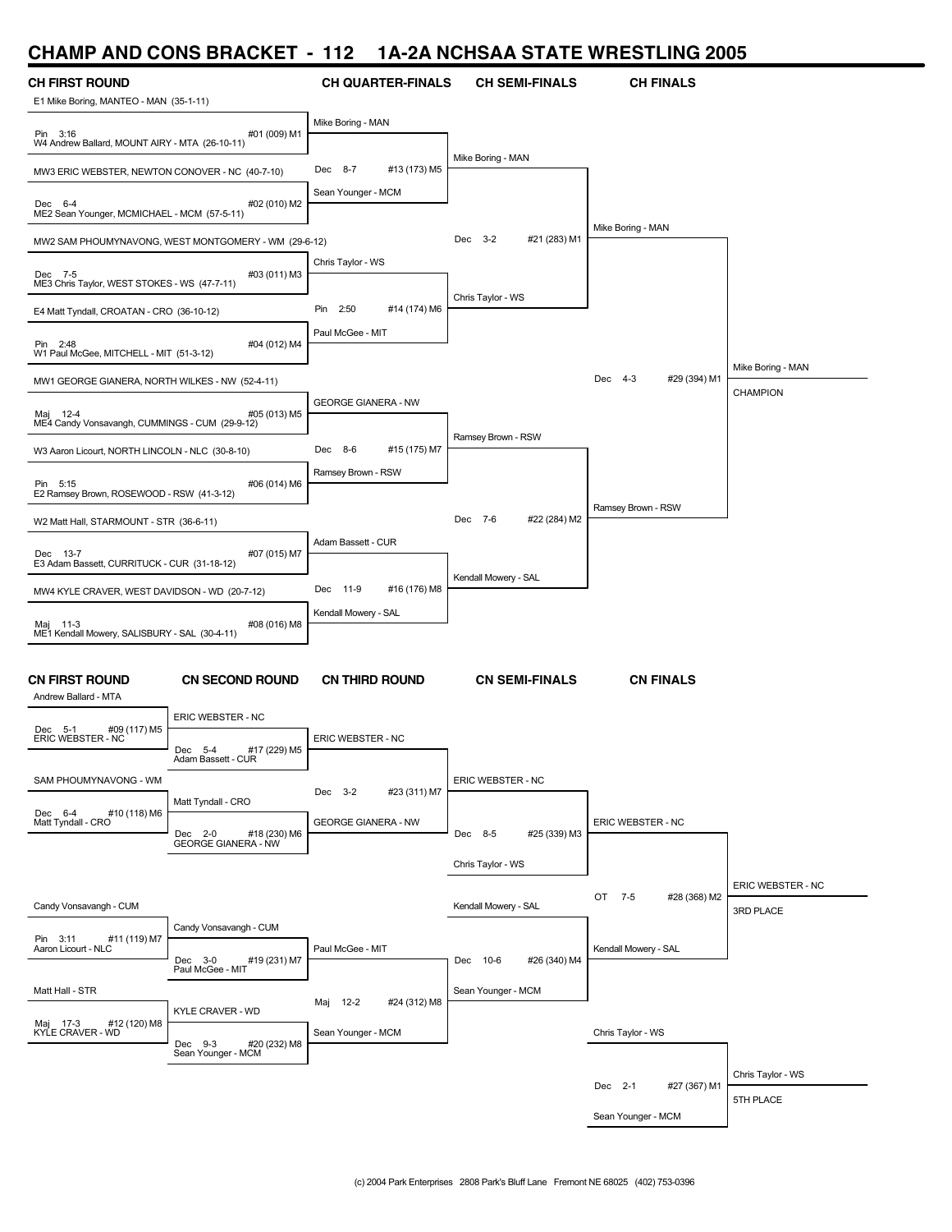# CHAMP AND CONS BRACKET - 112 1A-2A NCHSAA STATE WRESTLING 2005

## CH FIRST ROUND

E1 Mike Boring, MANTEO - MAN (35-1-11)
Pin 3:16 — #01 (009) M1
W4 Andrew Ballard, MOUNT AIRY - MTA (26-10-11)

MW3 ERIC WEBSTER, NEWTON CONOVER - NC (40-7-10)
Dec 6-4 — #02 (010) M2
ME2 Sean Younger, MCMICHAEL - MCM (57-5-11)

MW2 SAM PHOUMYNAVONG, WEST MONTGOMERY - WM (29-6-12)
Dec 7-5 — #03 (011) M3
ME3 Chris Taylor, WEST STOKES - WS (47-7-11)

E4 Matt Tyndall, CROATAN - CRO (36-10-12)
Pin 2:48 — #04 (012) M4
W1 Paul McGee, MITCHELL - MIT (51-3-12)

MW1 GEORGE GIANERA, NORTH WILKES - NW (52-4-11)
Maj 12-4 — #05 (013) M5
ME4 Candy Vonsavangh, CUMMINGS - CUM (29-9-12)

W3 Aaron Licourt, NORTH LINCOLN - NLC (30-8-10)
Pin 5:15 — #06 (014) M6
E2 Ramsey Brown, ROSEWOOD - RSW (41-3-12)

W2 Matt Hall, STARMOUNT - STR (36-6-11)
Dec 13-7 — #07 (015) M7
E3 Adam Bassett, CURRITUCK - CUR (31-18-12)

MW4 KYLE CRAVER, WEST DAVIDSON - WD (20-7-12)
Maj 11-3 — #08 (016) M8
ME1 Kendall Mowery, SALISBURY - SAL (30-4-11)

## CH QUARTER-FINALS

Mike Boring - MAN
Dec 8-7 — #13 (173) M5
Sean Younger - MCM

Chris Taylor - WS
Pin 2:50 — #14 (174) M6
Paul McGee - MIT

GEORGE GIANERA - NW
Dec 8-6 — #15 (175) M7
Ramsey Brown - RSW

Adam Bassett - CUR
Dec 11-9 — #16 (176) M8
Kendall Mowery - SAL

## CH SEMI-FINALS

Mike Boring - MAN
Dec 3-2 — #21 (283) M1
Chris Taylor - WS

Ramsey Brown - RSW
Dec 7-6 — #22 (284) M2
Kendall Mowery - SAL

## CH FINALS

Mike Boring - MAN
Dec 4-3 — #29 (394) M1
Ramsey Brown - RSW

Mike Boring - MAN
CHAMPION

## CN FIRST ROUND

Andrew Ballard - MTA
Dec 5-1 — #09 (117) M5
ERIC WEBSTER - NC

SAM PHOUMYNAVONG - WM
Dec 6-4 — #10 (118) M6
Matt Tyndall - CRO

Candy Vonsavangh - CUM
Pin 3:11 — #11 (119) M7
Aaron Licourt - NLC

Matt Hall - STR
Maj 17-3 — #12 (120) M8
KYLE CRAVER - WD

## CN SECOND ROUND

ERIC WEBSTER - NC
Dec 5-4 — #17 (229) M5
Adam Bassett - CUR

Matt Tyndall - CRO
Dec 2-0 — #18 (230) M6
GEORGE GIANERA - NW

Candy Vonsavangh - CUM
Dec 3-0 — #19 (231) M7
Paul McGee - MIT

KYLE CRAVER - WD
Dec 9-3 — #20 (232) M8
Sean Younger - MCM

## CN THIRD ROUND

ERIC WEBSTER - NC
Dec 3-2 — #23 (311) M7
GEORGE GIANERA - NW

Paul McGee - MIT
Maj 12-2 — #24 (312) M8
Sean Younger - MCM

## CN SEMI-FINALS

ERIC WEBSTER - NC
Dec 8-5 — #25 (339) M3
Chris Taylor - WS

Kendall Mowery - SAL
Dec 10-6 — #26 (340) M4
Sean Younger - MCM

## CN FINALS

ERIC WEBSTER - NC
OT 7-5 — #28 (368) M2
Kendall Mowery - SAL

ERIC WEBSTER - NC
3RD PLACE

Chris Taylor - WS
Dec 2-1 — #27 (367) M1
Sean Younger - MCM

Chris Taylor - WS
5TH PLACE

(c) 2004 Park Enterprises 2808 Park's Bluff Lane Fremont NE 68025 (402) 753-0396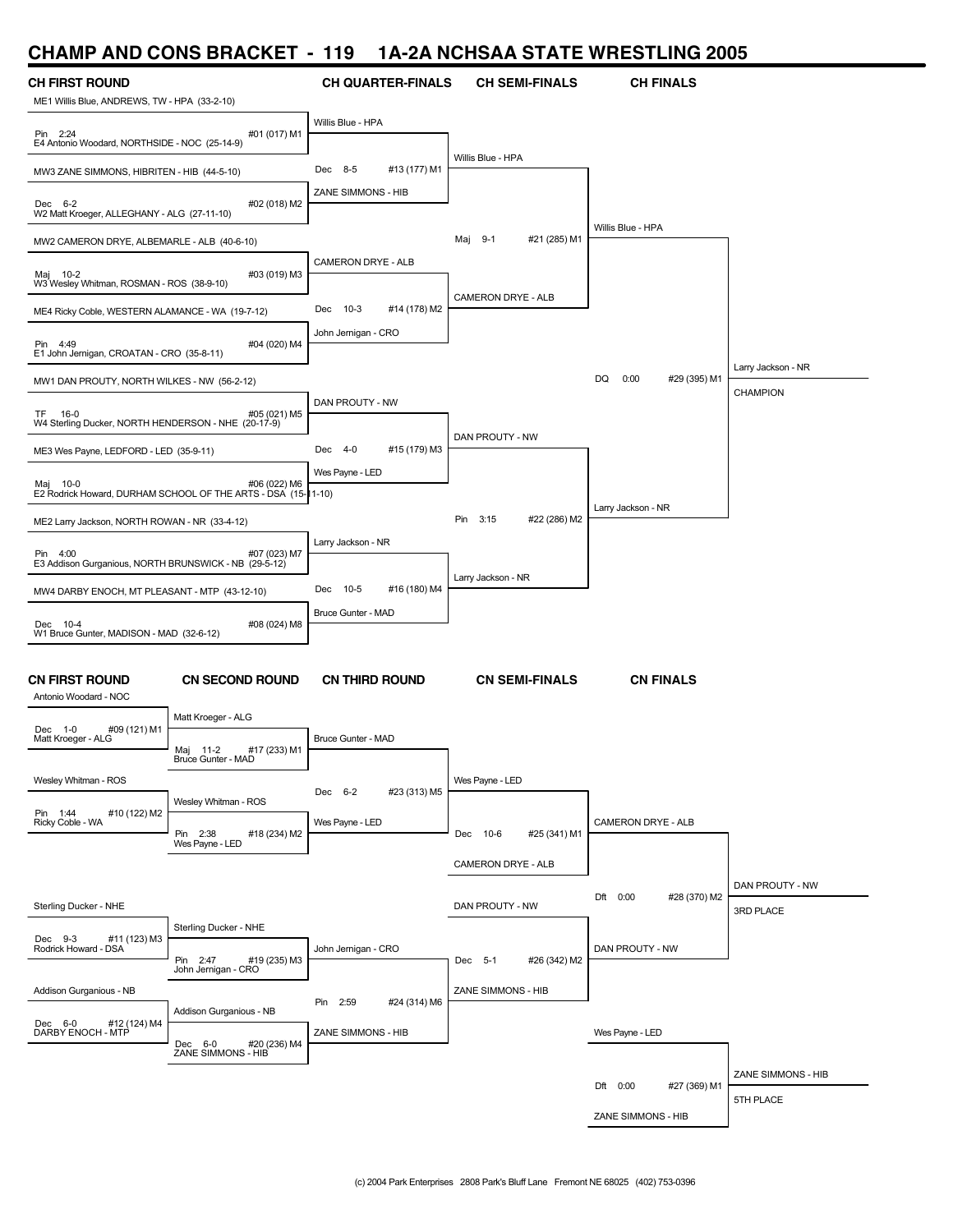# CHAMP AND CONS BRACKET - 119 1A-2A NCHSAA STATE WRESTLING 2005

## CH FIRST ROUND

- ME1 Willis Blue, ANDREWS, TW - HPA (33-2-10)
- Pin 2:24 — #01 (017) M1
- E4 Antonio Woodard, NORTHSIDE - NOC (25-14-9)

- MW3 ZANE SIMMONS, HIBRITEN - HIB (44-5-10)
- Dec 6-2 — #02 (018) M2
- W2 Matt Kroeger, ALLEGHANY - ALG (27-11-10)

- MW2 CAMERON DRYE, ALBEMARLE - ALB (40-6-10)
- Maj 10-2 — #03 (019) M3
- W3 Wesley Whitman, ROSMAN - ROS (38-9-10)

- ME4 Ricky Coble, WESTERN ALAMANCE - WA (19-7-12)
- Pin 4:49 — #04 (020) M4
- E1 John Jernigan, CROATAN - CRO (35-8-11)

- MW1 DAN PROUTY, NORTH WILKES - NW (56-2-12)
- TF 16-0 — #05 (021) M5
- W4 Sterling Ducker, NORTH HENDERSON - NHE (20-17-9)

- ME3 Wes Payne, LEDFORD - LED (35-9-11)
- Maj 10-0 — #06 (022) M6
- E2 Rodrick Howard, DURHAM SCHOOL OF THE ARTS - DSA (15-11-10)

- ME2 Larry Jackson, NORTH ROWAN - NR (33-4-12)
- Pin 4:00 — #07 (023) M7
- E3 Addison Gurganious, NORTH BRUNSWICK - NB (29-5-12)

- MW4 DARBY ENOCH, MT PLEASANT - MTP (43-12-10)
- Dec 10-4 — #08 (024) M8
- W1 Bruce Gunter, MADISON - MAD (32-6-12)

## CH QUARTER-FINALS

- Willis Blue - HPA
- Dec 8-5 — #13 (177) M1
- ZANE SIMMONS - HIB

- CAMERON DRYE - ALB
- Dec 10-3 — #14 (178) M2
- John Jernigan - CRO

- DAN PROUTY - NW
- Dec 4-0 — #15 (179) M3
- Wes Payne - LED

- Larry Jackson - NR
- Dec 10-5 — #16 (180) M4
- Bruce Gunter - MAD

## CH SEMI-FINALS

- Willis Blue - HPA
- Maj 9-1 — #21 (285) M1
- CAMERON DRYE - ALB

- DAN PROUTY - NW
- Pin 3:15 — #22 (286) M2
- Larry Jackson - NR

## CH FINALS

- Willis Blue - HPA
- DQ 0:00 — #29 (395) M1
- Larry Jackson - NR

**Larry Jackson - NR — CHAMPION**

## CN FIRST ROUND

- Antonio Woodard - NOC
- Dec 1-0 — #09 (121) M1
- Matt Kroeger - ALG

- Wesley Whitman - ROS
- Pin 1:44 — #10 (122) M2
- Ricky Coble - WA

- Sterling Ducker - NHE
- Dec 9-3 — #11 (123) M3
- Rodrick Howard - DSA

- Addison Gurganious - NB
- Dec 6-0 — #12 (124) M4
- DARBY ENOCH - MTP

## CN SECOND ROUND

- Matt Kroeger - ALG
- Maj 11-2 — #17 (233) M1
- Bruce Gunter - MAD

- Wesley Whitman - ROS
- Pin 2:38 — #18 (234) M2
- Wes Payne - LED

- Sterling Ducker - NHE
- Pin 2:47 — #19 (235) M3
- John Jernigan - CRO

- Addison Gurganious - NB
- Dec 6-0 — #20 (236) M4
- ZANE SIMMONS - HIB

## CN THIRD ROUND

- Bruce Gunter - MAD
- Dec 6-2 — #23 (313) M5
- Wes Payne - LED

- John Jernigan - CRO
- Pin 2:59 — #24 (314) M6
- ZANE SIMMONS - HIB

## CN SEMI-FINALS

- Wes Payne - LED
- Dec 10-6 — #25 (341) M1
- CAMERON DRYE - ALB

- DAN PROUTY - NW
- Dec 5-1 — #26 (342) M2
- ZANE SIMMONS - HIB

## CN FINALS

- CAMERON DRYE - ALB
- Dft 0:00 — #28 (370) M2
- DAN PROUTY - NW

**DAN PROUTY - NW — 3RD PLACE**

- Wes Payne - LED
- Dft 0:00 — #27 (369) M1
- ZANE SIMMONS - HIB

**ZANE SIMMONS - HIB — 5TH PLACE**

(c) 2004 Park Enterprises 2808 Park's Bluff Lane Fremont NE 68025 (402) 753-0396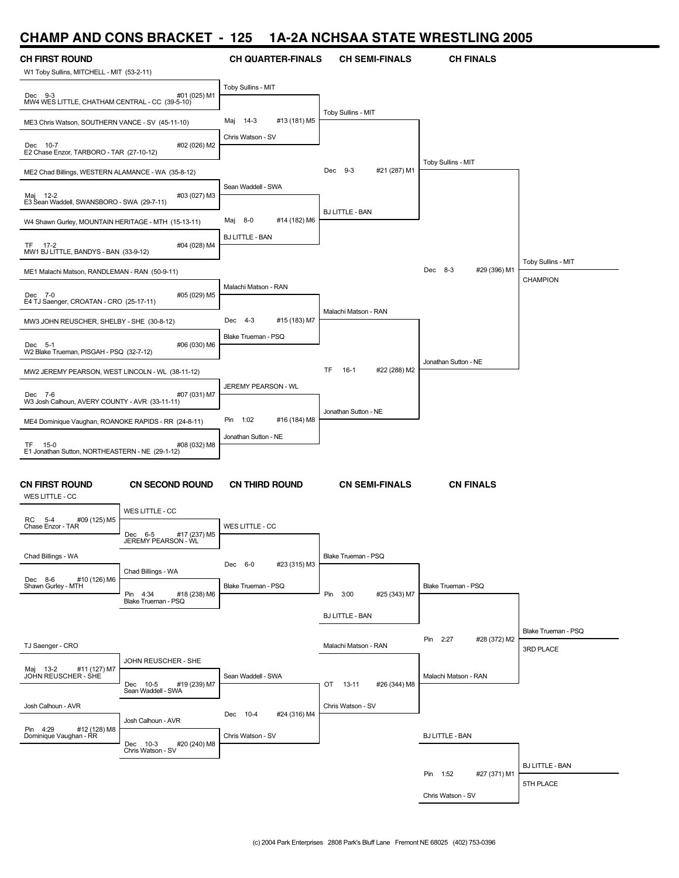# CHAMP AND CONS BRACKET - 125 1A-2A NCHSAA STATE WRESTLING 2005

## CH FIRST ROUND

W1 Toby Sullins, MITCHELL - MIT (53-2-11)
Dec 9-3 #01 (025) M1
MW4 WES LITTLE, CHATHAM CENTRAL - CC (39-5-10)

ME3 Chris Watson, SOUTHERN VANCE - SV (45-11-10)
Dec 10-7 #02 (026) M2
E2 Chase Enzor, TARBORO - TAR (27-10-12)

ME2 Chad Billings, WESTERN ALAMANCE - WA (35-8-12)
Maj 12-2 #03 (027) M3
E3 Sean Waddell, SWANSBORO - SWA (29-7-11)

W4 Shawn Gurley, MOUNTAIN HERITAGE - MTH (15-13-11)
TF 17-2 #04 (028) M4
MW1 BJ LITTLE, BANDYS - BAN (33-9-12)

ME1 Malachi Matson, RANDLEMAN - RAN (50-9-11)
Dec 7-0 #05 (029) M5
E4 TJ Saenger, CROATAN - CRO (25-17-11)

MW3 JOHN REUSCHER, SHELBY - SHE (30-8-12)
Dec 5-1 #06 (030) M6
W2 Blake Trueman, PISGAH - PSQ (32-7-12)

MW2 JEREMY PEARSON, WEST LINCOLN - WL (38-11-12)
Dec 7-6 #07 (031) M7
W3 Josh Calhoun, AVERY COUNTY - AVR (33-11-11)

ME4 Dominique Vaughan, ROANOKE RAPIDS - RR (24-8-11)
TF 15-0 #08 (032) M8
E1 Jonathan Sutton, NORTHEASTERN - NE (29-1-12)

## CH QUARTER-FINALS

Toby Sullins - MIT
Maj 14-3 #13 (181) M5
Chris Watson - SV

Sean Waddell - SWA
Maj 8-0 #14 (182) M6
BJ LITTLE - BAN

Malachi Matson - RAN
Dec 4-3 #15 (183) M7
Blake Trueman - PSQ

JEREMY PEARSON - WL
Pin 1:02 #16 (184) M8
Jonathan Sutton - NE

## CH SEMI-FINALS

Toby Sullins - MIT
Dec 9-3 #21 (287) M1
BJ LITTLE - BAN

Malachi Matson - RAN
TF 16-1 #22 (288) M2
Jonathan Sutton - NE

## CH FINALS

Toby Sullins - MIT
Dec 8-3 #29 (396) M1
Jonathan Sutton - NE

Toby Sullins - MIT
CHAMPION

## CN FIRST ROUND

WES LITTLE - CC
RC 5-4 #09 (125) M5
Chase Enzor - TAR

Chad Billings - WA
Dec 8-6 #10 (126) M6
Shawn Gurley - MTH

TJ Saenger - CRO
Maj 13-2 #11 (127) M7
JOHN REUSCHER - SHE

Josh Calhoun - AVR
Pin 4:29 #12 (128) M8
Dominique Vaughan - RR

## CN SECOND ROUND

WES LITTLE - CC
Dec 6-5 #17 (237) M5
JEREMY PEARSON - WL

Chad Billings - WA
Pin 4:34 #18 (238) M6
Blake Trueman - PSQ

JOHN REUSCHER - SHE
Dec 10-5 #19 (239) M7
Sean Waddell - SWA

Josh Calhoun - AVR
Dec 10-3 #20 (240) M8
Chris Watson - SV

## CN THIRD ROUND

WES LITTLE - CC
Dec 6-0 #23 (315) M3
Blake Trueman - PSQ

Sean Waddell - SWA
Dec 10-4 #24 (316) M4
Chris Watson - SV

## CN SEMI-FINALS

Blake Trueman - PSQ
Pin 3:00 #25 (343) M7
BJ LITTLE - BAN

Malachi Matson - RAN
OT 13-11 #26 (344) M8
Chris Watson - SV

## CN FINALS

Blake Trueman - PSQ
Pin 2:27 #28 (372) M2
Malachi Matson - RAN

Blake Trueman - PSQ
3RD PLACE

BJ LITTLE - BAN
Pin 1:52 #27 (371) M1
Chris Watson - SV

BJ LITTLE - BAN
5TH PLACE

(c) 2004 Park Enterprises 2808 Park's Bluff Lane Fremont NE 68025 (402) 753-0396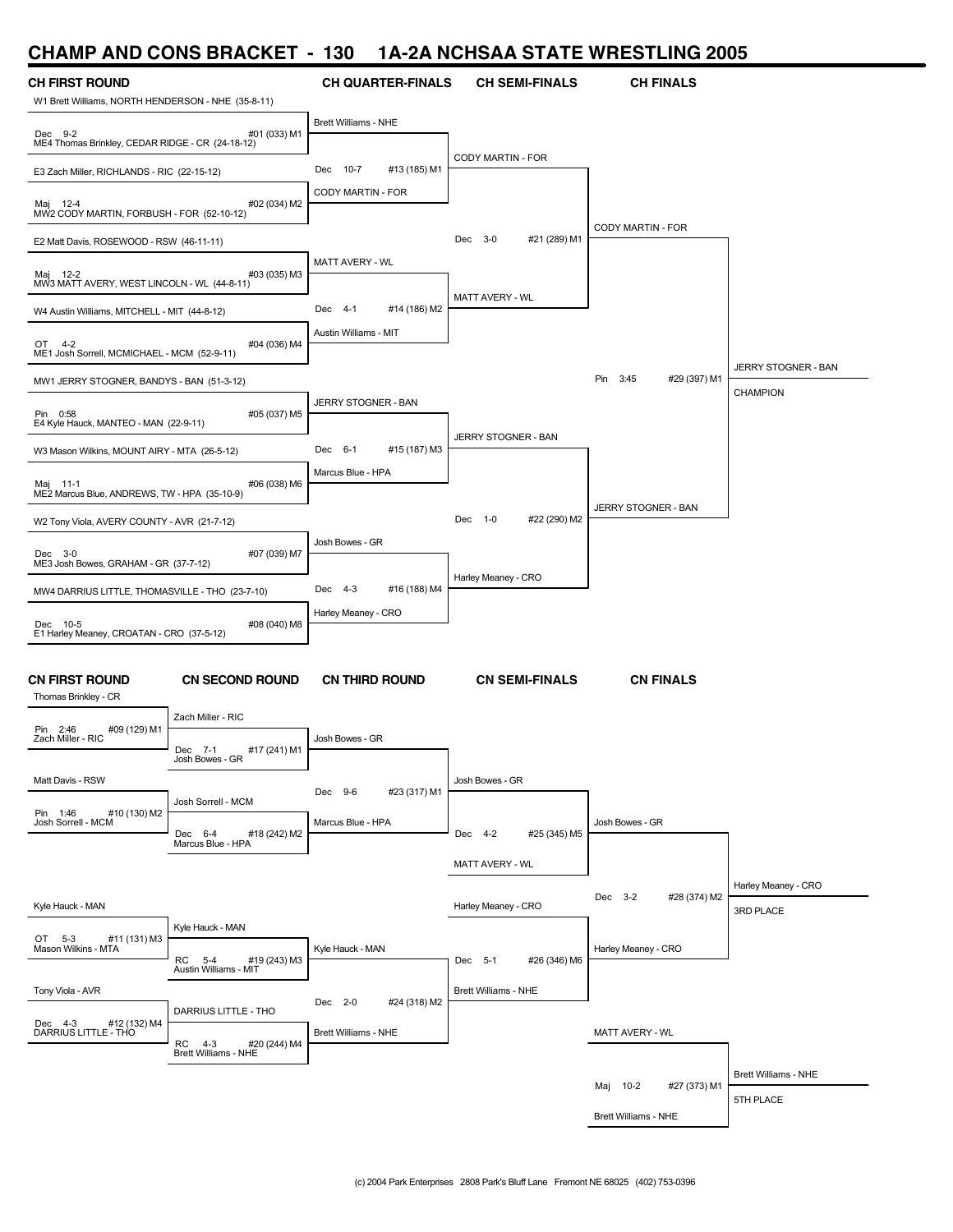# CHAMP AND CONS BRACKET - 130 1A-2A NCHSAA STATE WRESTLING 2005

## CH FIRST ROUND

| Wrestler 1 | Result | Wrestler 2 | Bout |
|---|---|---|---|
| W1 Brett Williams, NORTH HENDERSON - NHE (35-8-11) | Dec 9-2 | ME4 Thomas Brinkley, CEDAR RIDGE - CR (24-18-12) | #01 (033) M1 |
| E3 Zach Miller, RICHLANDS - RIC (22-15-12) | Maj 12-4 | MW2 CODY MARTIN, FORBUSH - FOR (52-10-12) | #02 (034) M2 |
| E2 Matt Davis, ROSEWOOD - RSW (46-11-11) | Maj 12-2 | MW3 MATT AVERY, WEST LINCOLN - WL (44-8-11) | #03 (035) M3 |
| W4 Austin Williams, MITCHELL - MIT (44-8-12) | OT 4-2 | ME1 Josh Sorrell, MCMICHAEL - MCM (52-9-11) | #04 (036) M4 |
| MW1 JERRY STOGNER, BANDYS - BAN (51-3-12) | Pin 0:58 | E4 Kyle Hauck, MANTEO - MAN (22-9-11) | #05 (037) M5 |
| W3 Mason Wilkins, MOUNT AIRY - MTA (26-5-12) | Maj 11-1 | ME2 Marcus Blue, ANDREWS, TW - HPA (35-10-9) | #06 (038) M6 |
| W2 Tony Viola, AVERY COUNTY - AVR (21-7-12) | Dec 3-0 | ME3 Josh Bowes, GRAHAM - GR (37-7-12) | #07 (039) M7 |
| MW4 DARRIUS LITTLE, THOMASVILLE - THO (23-7-10) | Dec 10-5 | E1 Harley Meaney, CROATAN - CRO (37-5-12) | #08 (040) M8 |

## CH QUARTER-FINALS

| Wrestler 1 | Result | Wrestler 2 | Bout |
|---|---|---|---|
| Brett Williams - NHE | Dec 10-7 | CODY MARTIN - FOR | #13 (185) M1 |
| MATT AVERY - WL | Dec 4-1 | Austin Williams - MIT | #14 (186) M2 |
| JERRY STOGNER - BAN | Dec 6-1 | Marcus Blue - HPA | #15 (187) M3 |
| Josh Bowes - GR | Dec 4-3 | Harley Meaney - CRO | #16 (188) M4 |

## CH SEMI-FINALS

| Wrestler 1 | Result | Wrestler 2 | Bout |
|---|---|---|---|
| CODY MARTIN - FOR | Dec 3-0 | MATT AVERY - WL | #21 (289) M1 |
| JERRY STOGNER - BAN | Dec 1-0 | Harley Meaney - CRO | #22 (290) M2 |

## CH FINALS

| Wrestler 1 | Result | Wrestler 2 | Bout |
|---|---|---|---|
| CODY MARTIN - FOR | Pin 3:45 | JERRY STOGNER - BAN | #29 (397) M1 |

**CHAMPION:** JERRY STOGNER - BAN

## CN FIRST ROUND

| Wrestler 1 | Result | Wrestler 2 | Bout |
|---|---|---|---|
| Thomas Brinkley - CR | Pin 2:46 | Zach Miller - RIC | #09 (129) M1 |
| Matt Davis - RSW | Pin 1:46 | Josh Sorrell - MCM | #10 (130) M2 |
| Kyle Hauck - MAN | OT 5-3 | Mason Wilkins - MTA | #11 (131) M3 |
| Tony Viola - AVR | Dec 4-3 | DARRIUS LITTLE - THO | #12 (132) M4 |

## CN SECOND ROUND

| Wrestler 1 | Result | Wrestler 2 | Bout |
|---|---|---|---|
| Zach Miller - RIC | Dec 7-1 | Josh Bowes - GR | #17 (241) M1 |
| Josh Sorrell - MCM | Dec 6-4 | Marcus Blue - HPA | #18 (242) M2 |
| Kyle Hauck - MAN | RC 5-4 | Austin Williams - MIT | #19 (243) M3 |
| DARRIUS LITTLE - THO | RC 4-3 | Brett Williams - NHE | #20 (244) M4 |

## CN THIRD ROUND

| Wrestler 1 | Result | Wrestler 2 | Bout |
|---|---|---|---|
| Josh Bowes - GR | Dec 9-6 | Marcus Blue - HPA | #23 (317) M1 |
| Kyle Hauck - MAN | Dec 2-0 | Brett Williams - NHE | #24 (318) M2 |

## CN SEMI-FINALS

| Wrestler 1 | Result | Wrestler 2 | Bout |
|---|---|---|---|
| Josh Bowes - GR | Dec 4-2 | MATT AVERY - WL | #25 (345) M5 |
| Harley Meaney - CRO | Dec 5-1 | Brett Williams - NHE | #26 (346) M6 |

## CN FINALS

| Wrestler 1 | Result | Wrestler 2 | Bout |
|---|---|---|---|
| Josh Bowes - GR | Dec 3-2 | Harley Meaney - CRO | #28 (374) M2 |
| MATT AVERY - WL | Maj 10-2 | Brett Williams - NHE | #27 (373) M1 |

**3RD PLACE:** Harley Meaney - CRO

**5TH PLACE:** Brett Williams - NHE

(c) 2004 Park Enterprises 2808 Park's Bluff Lane Fremont NE 68025 (402) 753-0396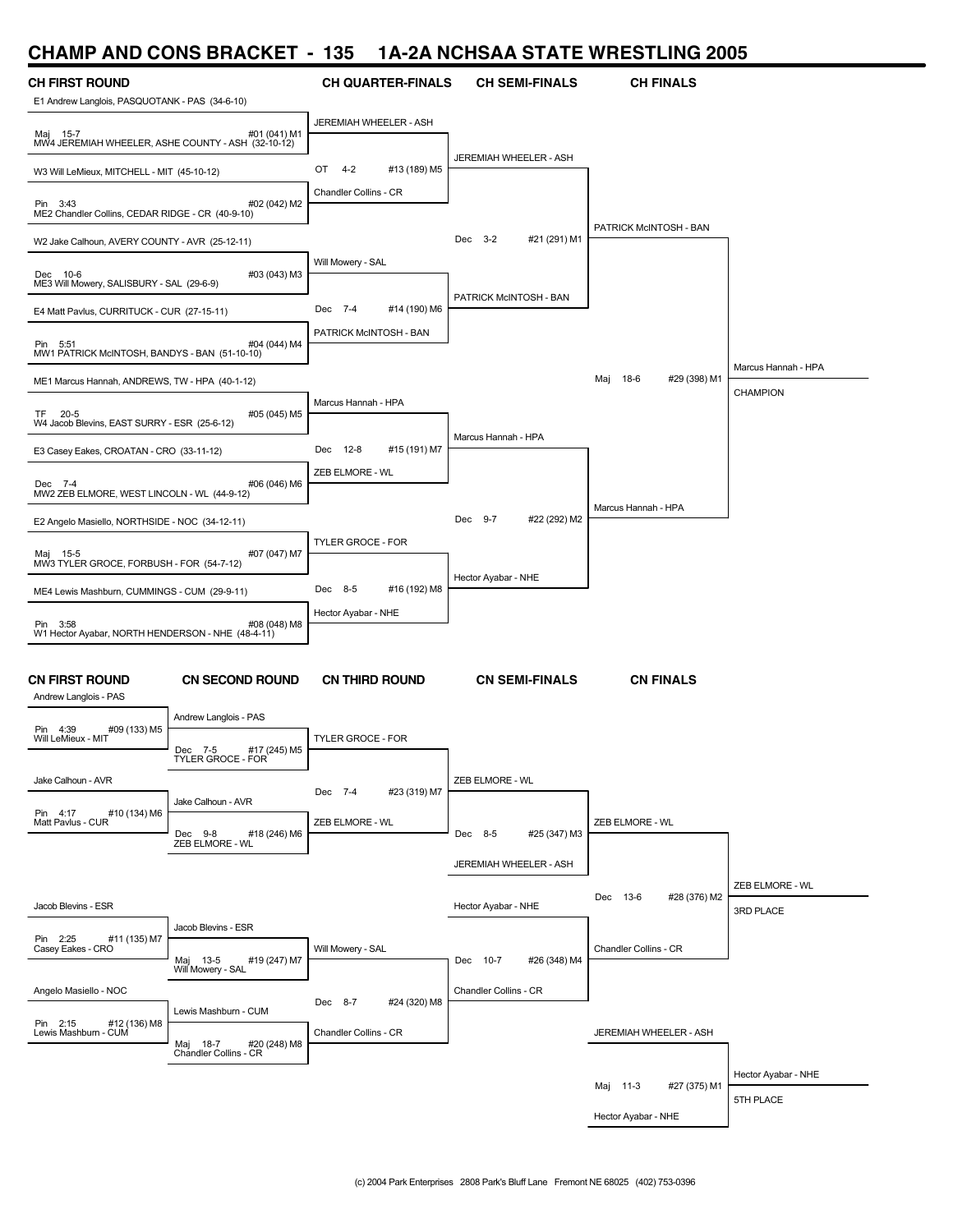# CHAMP AND CONS BRACKET - 135 1A-2A NCHSAA STATE WRESTLING 2005

## CH FIRST ROUND

E1 Andrew Langlois, PASQUOTANK - PAS (34-6-10)
Maj 15-7 #01 (041) M1
MW4 JEREMIAH WHEELER, ASHE COUNTY - ASH (32-10-12)

W3 Will LeMieux, MITCHELL - MIT (45-10-12)
Pin 3:43 #02 (042) M2
ME2 Chandler Collins, CEDAR RIDGE - CR (40-9-10)

W2 Jake Calhoun, AVERY COUNTY - AVR (25-12-11)
Dec 10-6 #03 (043) M3
ME3 Will Mowery, SALISBURY - SAL (29-6-9)

E4 Matt Pavlus, CURRITUCK - CUR (27-15-11)
Pin 5:51 #04 (044) M4
MW1 PATRICK McINTOSH, BANDYS - BAN (51-10-10)

ME1 Marcus Hannah, ANDREWS, TW - HPA (40-1-12)
TF 20-5 #05 (045) M5
W4 Jacob Blevins, EAST SURRY - ESR (25-6-12)

E3 Casey Eakes, CROATAN - CRO (33-11-12)
Dec 7-4 #06 (046) M6
MW2 ZEB ELMORE, WEST LINCOLN - WL (44-9-12)

E2 Angelo Masiello, NORTHSIDE - NOC (34-12-11)
Maj 15-5 #07 (047) M7
MW3 TYLER GROCE, FORBUSH - FOR (54-7-12)

ME4 Lewis Mashburn, CUMMINGS - CUM (29-9-11)
Pin 3:58 #08 (048) M8
W1 Hector Ayabar, NORTH HENDERSON - NHE (48-4-11)

## CH QUARTER-FINALS

JEREMIAH WHEELER - ASH
OT 4-2 #13 (189) M5
Chandler Collins - CR

Will Mowery - SAL
Dec 7-4 #14 (190) M6
PATRICK McINTOSH - BAN

Marcus Hannah - HPA
Dec 12-8 #15 (191) M7
ZEB ELMORE - WL

TYLER GROCE - FOR
Dec 8-5 #16 (192) M8
Hector Ayabar - NHE

## CH SEMI-FINALS

JEREMIAH WHEELER - ASH
Dec 3-2 #21 (291) M1
PATRICK McINTOSH - BAN

Marcus Hannah - HPA
Dec 9-7 #22 (292) M2
Hector Ayabar - NHE

## CH FINALS

PATRICK McINTOSH - BAN
Maj 18-6 #29 (398) M1
Marcus Hannah - HPA

Marcus Hannah - HPA
CHAMPION

## CN FIRST ROUND

Andrew Langlois - PAS
Pin 4:39 #09 (133) M5
Will LeMieux - MIT

Jake Calhoun - AVR
Pin 4:17 #10 (134) M6
Matt Pavlus - CUR

Jacob Blevins - ESR
Pin 2:25 #11 (135) M7
Casey Eakes - CRO

Angelo Masiello - NOC
Pin 2:15 #12 (136) M8
Lewis Mashburn - CUM

## CN SECOND ROUND

Andrew Langlois - PAS
Dec 7-5 #17 (245) M5
TYLER GROCE - FOR

Jake Calhoun - AVR
Dec 9-8 #18 (246) M6
ZEB ELMORE - WL

Jacob Blevins - ESR
Maj 13-5 #19 (247) M7
Will Mowery - SAL

Lewis Mashburn - CUM
Maj 18-7 #20 (248) M8
Chandler Collins - CR

## CN THIRD ROUND

TYLER GROCE - FOR
Dec 7-4 #23 (319) M7
ZEB ELMORE - WL

Will Mowery - SAL
Dec 8-7 #24 (320) M8
Chandler Collins - CR

## CN SEMI-FINALS

ZEB ELMORE - WL
Dec 8-5 #25 (347) M3
JEREMIAH WHEELER - ASH

Hector Ayabar - NHE
Dec 10-7 #26 (348) M4
Chandler Collins - CR

## CN FINALS

ZEB ELMORE - WL
Dec 13-6 #28 (376) M2
Chandler Collins - CR

ZEB ELMORE - WL
3RD PLACE

JEREMIAH WHEELER - ASH
Maj 11-3 #27 (375) M1
Hector Ayabar - NHE

Hector Ayabar - NHE
5TH PLACE

(c) 2004 Park Enterprises 2808 Park's Bluff Lane Fremont NE 68025 (402) 753-0396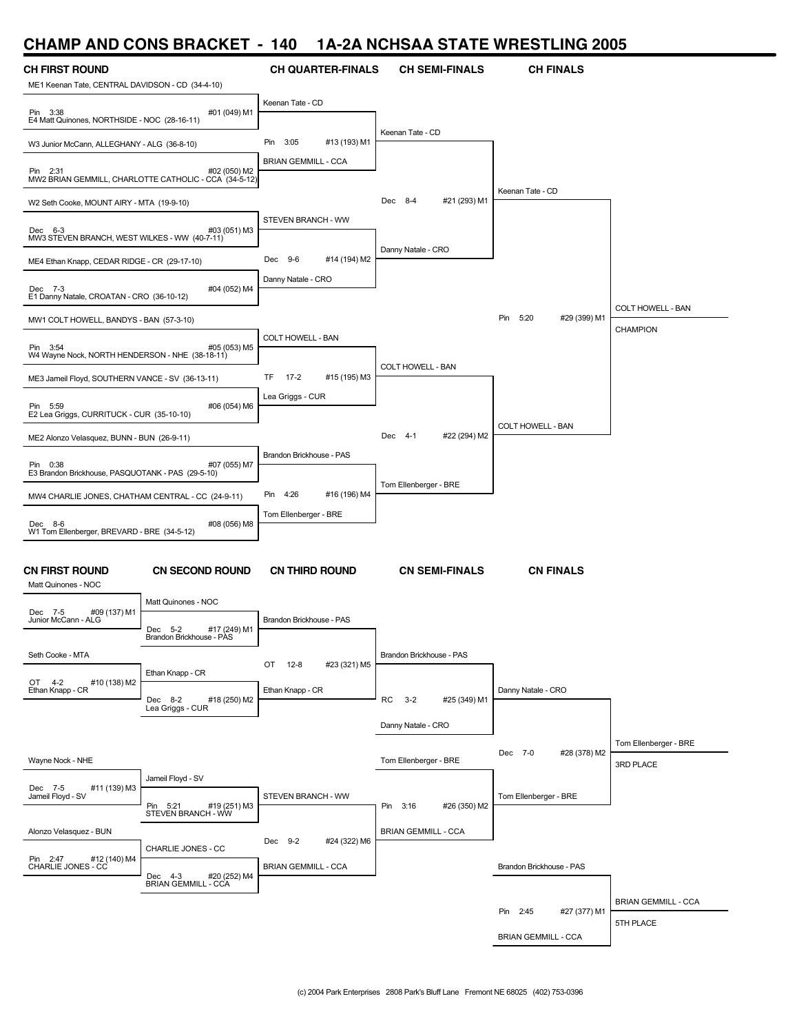# CHAMP AND CONS BRACKET - 140 1A-2A NCHSAA STATE WRESTLING 2005

## CH FIRST ROUND

ME1 Keenan Tate, CENTRAL DAVIDSON - CD (34-4-10)
Pin 3:38 #01 (049) M1
E4 Matt Quinones, NORTHSIDE - NOC (28-16-11)

W3 Junior McCann, ALLEGHANY - ALG (36-8-10)
Pin 2:31 #02 (050) M2
MW2 BRIAN GEMMILL, CHARLOTTE CATHOLIC - CCA (34-5-12)

W2 Seth Cooke, MOUNT AIRY - MTA (19-9-10)
Dec 6-3 #03 (051) M3
MW3 STEVEN BRANCH, WEST WILKES - WW (40-7-11)

ME4 Ethan Knapp, CEDAR RIDGE - CR (29-17-10)
Dec 7-3 #04 (052) M4
E1 Danny Natale, CROATAN - CRO (36-10-12)

MW1 COLT HOWELL, BANDYS - BAN (57-3-10)
Pin 3:54 #05 (053) M5
W4 Wayne Nock, NORTH HENDERSON - NHE (38-18-11)

ME3 Jameil Floyd, SOUTHERN VANCE - SV (36-13-11)
Pin 5:59 #06 (054) M6
E2 Lea Griggs, CURRITUCK - CUR (35-10-10)

ME2 Alonzo Velasquez, BUNN - BUN (26-9-11)
Pin 0:38 #07 (055) M7
E3 Brandon Brickhouse, PASQUOTANK - PAS (29-5-10)

MW4 CHARLIE JONES, CHATHAM CENTRAL - CC (24-9-11)
Dec 8-6 #08 (056) M8
W1 Tom Ellenberger, BREVARD - BRE (34-5-12)

## CH QUARTER-FINALS

Keenan Tate - CD
Pin 3:05 #13 (193) M1
BRIAN GEMMILL - CCA

STEVEN BRANCH - WW
Dec 9-6 #14 (194) M2
Danny Natale - CRO

COLT HOWELL - BAN
TF 17-2 #15 (195) M3
Lea Griggs - CUR

Brandon Brickhouse - PAS
Pin 4:26 #16 (196) M4
Tom Ellenberger - BRE

## CH SEMI-FINALS

Keenan Tate - CD
Dec 8-4 #21 (293) M1
Danny Natale - CRO

COLT HOWELL - BAN
Dec 4-1 #22 (294) M2
Tom Ellenberger - BRE

## CH FINALS

Keenan Tate - CD
Pin 5:20 #29 (399) M1
COLT HOWELL - BAN

COLT HOWELL - BAN
CHAMPION

## CN FIRST ROUND

Matt Quinones - NOC
Dec 7-5 #09 (137) M1
Junior McCann - ALG

Seth Cooke - MTA
OT 4-2 #10 (138) M2
Ethan Knapp - CR

Wayne Nock - NHE
Dec 7-5 #11 (139) M3
Jameil Floyd - SV

Alonzo Velasquez - BUN
Pin 2:47 #12 (140) M4
CHARLIE JONES - CC

## CN SECOND ROUND

Matt Quinones - NOC
Dec 5-2 #17 (249) M1
Brandon Brickhouse - PAS

Ethan Knapp - CR
Dec 8-2 #18 (250) M2
Lea Griggs - CUR

Jameil Floyd - SV
Pin 5:21 #19 (251) M3
STEVEN BRANCH - WW

CHARLIE JONES - CC
Dec 4-3 #20 (252) M4
BRIAN GEMMILL - CCA

## CN THIRD ROUND

Brandon Brickhouse - PAS
OT 12-8 #23 (321) M5
Ethan Knapp - CR

STEVEN BRANCH - WW
Dec 9-2 #24 (322) M6
BRIAN GEMMILL - CCA

## CN SEMI-FINALS

Brandon Brickhouse - PAS
RC 3-2 #25 (349) M1
Danny Natale - CRO

Tom Ellenberger - BRE
Pin 3:16 #26 (350) M2
BRIAN GEMMILL - CCA

## CN FINALS

Danny Natale - CRO
Dec 7-0 #28 (378) M2
Tom Ellenberger - BRE

Tom Ellenberger - BRE
3RD PLACE

Brandon Brickhouse - PAS
Pin 2:45 #27 (377) M1
BRIAN GEMMILL - CCA

BRIAN GEMMILL - CCA
5TH PLACE

(c) 2004 Park Enterprises 2808 Park's Bluff Lane Fremont NE 68025 (402) 753-0396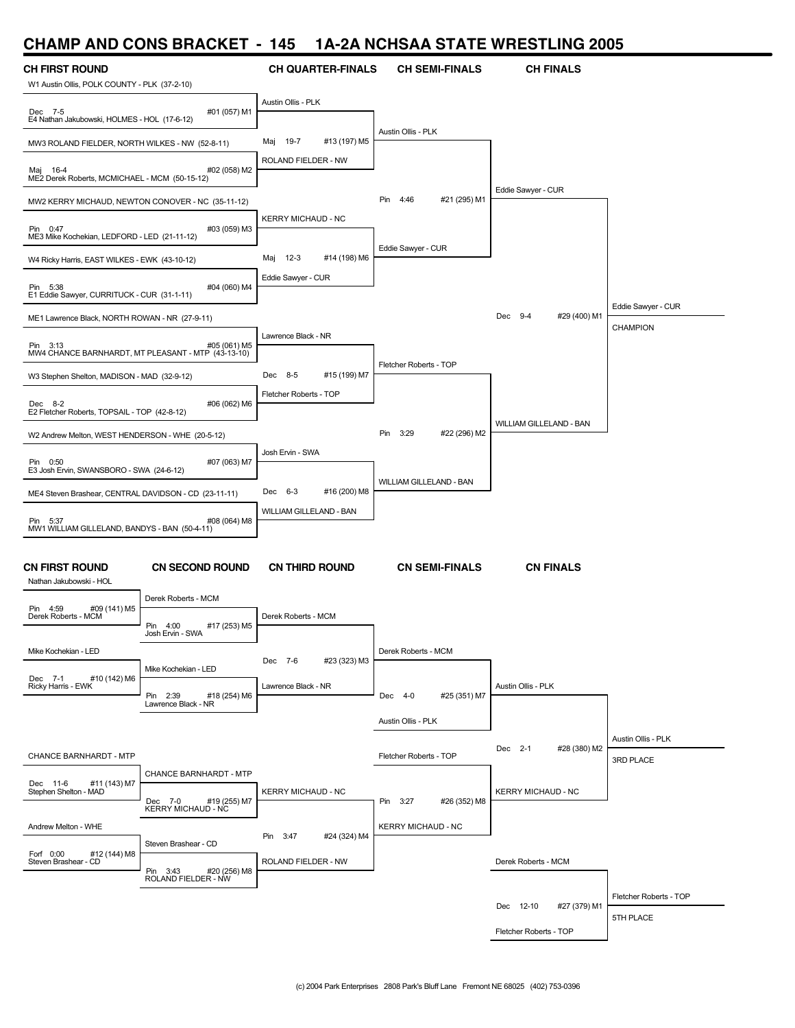# CHAMP AND CONS BRACKET - 145 1A-2A NCHSAA STATE WRESTLING 2005

## CH FIRST ROUND

- W1 Austin Ollis, POLK COUNTY - PLK (37-2-10)
- Dec 7-5 #01 (057) M1
- E4 Nathan Jakubowski, HOLMES - HOL (17-6-12)
- MW3 ROLAND FIELDER, NORTH WILKES - NW (52-8-11)
- Maj 16-4 #02 (058) M2
- ME2 Derek Roberts, MCMICHAEL - MCM (50-15-12)
- MW2 KERRY MICHAUD, NEWTON CONOVER - NC (35-11-12)
- Pin 0:47 #03 (059) M3
- ME3 Mike Kochekian, LEDFORD - LED (21-11-12)
- W4 Ricky Harris, EAST WILKES - EWK (43-10-12)
- Pin 5:38 #04 (060) M4
- E1 Eddie Sawyer, CURRITUCK - CUR (31-1-11)
- ME1 Lawrence Black, NORTH ROWAN - NR (27-9-11)
- Pin 3:13 #05 (061) M5
- MW4 CHANCE BARNHARDT, MT PLEASANT - MTP (43-13-10)
- W3 Stephen Shelton, MADISON - MAD (32-9-12)
- Dec 8-2 #06 (062) M6
- E2 Fletcher Roberts, TOPSAIL - TOP (42-8-12)
- W2 Andrew Melton, WEST HENDERSON - WHE (20-5-12)
- Pin 0:50 #07 (063) M7
- E3 Josh Ervin, SWANSBORO - SWA (24-6-12)
- ME4 Steven Brashear, CENTRAL DAVIDSON - CD (23-11-11)
- Pin 5:37 #08 (064) M8
- MW1 WILLIAM GILLELAND, BANDYS - BAN (50-4-11)

## CH QUARTER-FINALS

- Austin Ollis - PLK
- Maj 19-7 #13 (197) M5
- ROLAND FIELDER - NW
- KERRY MICHAUD - NC
- Maj 12-3 #14 (198) M6
- Eddie Sawyer - CUR
- Lawrence Black - NR
- Dec 8-5 #15 (199) M7
- Fletcher Roberts - TOP
- Josh Ervin - SWA
- Dec 6-3 #16 (200) M8
- WILLIAM GILLELAND - BAN

## CH SEMI-FINALS

- Austin Ollis - PLK
- Pin 4:46 #21 (295) M1
- Eddie Sawyer - CUR
- Fletcher Roberts - TOP
- Pin 3:29 #22 (296) M2
- WILLIAM GILLELAND - BAN

## CH FINALS

- Eddie Sawyer - CUR
- Dec 9-4 #29 (400) M1
- WILLIAM GILLELAND - BAN

Eddie Sawyer - CUR
CHAMPION

## CN FIRST ROUND

- Nathan Jakubowski - HOL
- Pin 4:59 #09 (141) M5
- Derek Roberts - MCM
- Mike Kochekian - LED
- Dec 7-1 #10 (142) M6
- Ricky Harris - EWK
- CHANCE BARNHARDT - MTP
- Dec 11-6 #11 (143) M7
- Stephen Shelton - MAD
- Andrew Melton - WHE
- Forf 0:00 #12 (144) M8
- Steven Brashear - CD

## CN SECOND ROUND

- Derek Roberts - MCM
- Pin 4:00 #17 (253) M5
- Josh Ervin - SWA
- Mike Kochekian - LED
- Pin 2:39 #18 (254) M6
- Lawrence Black - NR
- CHANCE BARNHARDT - MTP
- Dec 7-0 #19 (255) M7
- KERRY MICHAUD - NC
- Steven Brashear - CD
- Pin 3:43 #20 (256) M8
- ROLAND FIELDER - NW

## CN THIRD ROUND

- Derek Roberts - MCM
- Dec 7-6 #23 (323) M3
- Lawrence Black - NR
- KERRY MICHAUD - NC
- Pin 3:47 #24 (324) M4
- ROLAND FIELDER - NW

## CN SEMI-FINALS

- Derek Roberts - MCM
- Dec 4-0 #25 (351) M7
- Austin Ollis - PLK
- Fletcher Roberts - TOP
- Pin 3:27 #26 (352) M8
- KERRY MICHAUD - NC

## CN FINALS

- Austin Ollis - PLK
- Dec 2-1 #28 (380) M2
- KERRY MICHAUD - NC

Austin Ollis - PLK
3RD PLACE

- Derek Roberts - MCM
- Dec 12-10 #27 (379) M1
- Fletcher Roberts - TOP

Fletcher Roberts - TOP
5TH PLACE

(c) 2004 Park Enterprises 2808 Park's Bluff Lane Fremont NE 68025 (402) 753-0396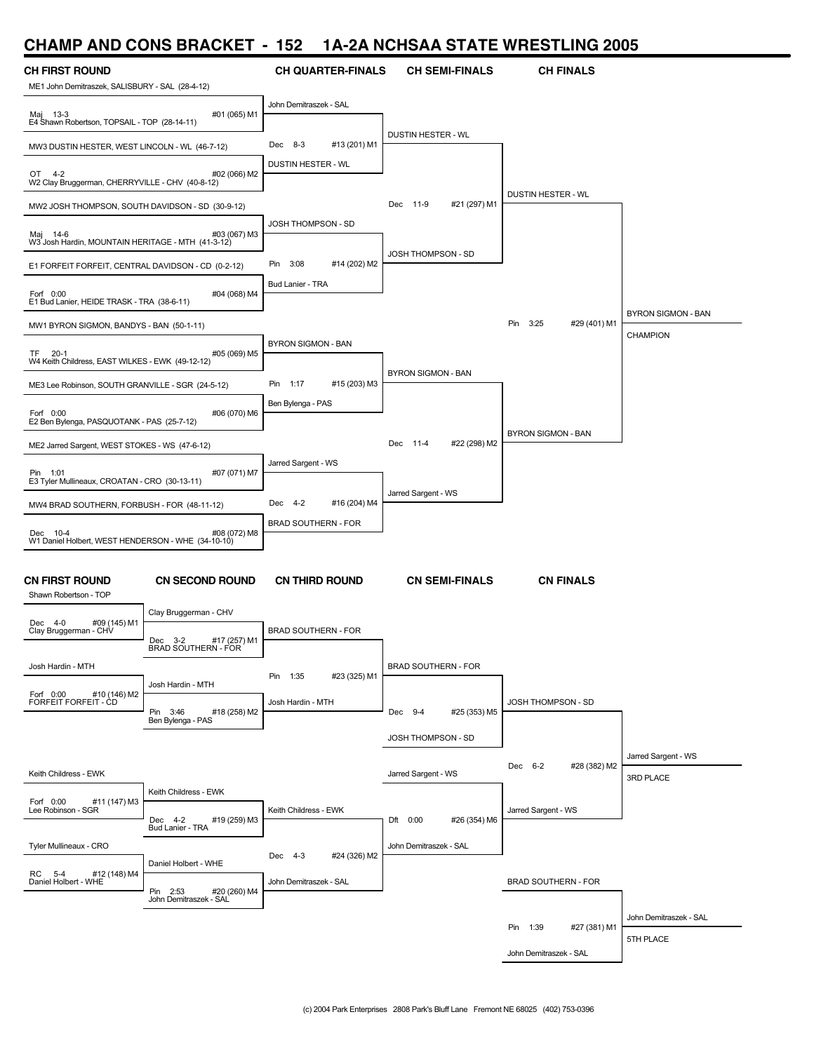# CHAMP AND CONS BRACKET - 152 1A-2A NCHSAA STATE WRESTLING 2005

## CH FIRST ROUND

ME1 John Demitraszek, SALISBURY - SAL (28-4-12)
Maj 13-3 #01 (065) M1
E4 Shawn Robertson, TOPSAIL - TOP (28-14-11)

MW3 DUSTIN HESTER, WEST LINCOLN - WL (46-7-12)
OT 4-2 #02 (066) M2
W2 Clay Bruggerman, CHERRYVILLE - CHV (40-8-12)

MW2 JOSH THOMPSON, SOUTH DAVIDSON - SD (30-9-12)
Maj 14-6 #03 (067) M3
W3 Josh Hardin, MOUNTAIN HERITAGE - MTH (41-3-12)

E1 FORFEIT FORFEIT, CENTRAL DAVIDSON - CD (0-2-12)
Forf 0:00 #04 (068) M4
E1 Bud Lanier, HEIDE TRASK - TRA (38-6-11)

MW1 BYRON SIGMON, BANDYS - BAN (50-1-11)
TF 20-1 #05 (069) M5
W4 Keith Childress, EAST WILKES - EWK (49-12-12)

ME3 Lee Robinson, SOUTH GRANVILLE - SGR (24-5-12)
Forf 0:00 #06 (070) M6
E2 Ben Bylenga, PASQUOTANK - PAS (25-7-12)

ME2 Jarred Sargent, WEST STOKES - WS (47-6-12)
Pin 1:01 #07 (071) M7
E3 Tyler Mullineaux, CROATAN - CRO (30-13-11)

MW4 BRAD SOUTHERN, FORBUSH - FOR (48-11-12)
Dec 10-4 #08 (072) M8
W1 Daniel Holbert, WEST HENDERSON - WHE (34-10-10)

## CH QUARTER-FINALS

John Demitraszek - SAL
Dec 8-3 #13 (201) M1
DUSTIN HESTER - WL

JOSH THOMPSON - SD
Pin 3:08 #14 (202) M2
Bud Lanier - TRA

BYRON SIGMON - BAN
Pin 1:17 #15 (203) M3
Ben Bylenga - PAS

Jarred Sargent - WS
Dec 4-2 #16 (204) M4
BRAD SOUTHERN - FOR

## CH SEMI-FINALS

DUSTIN HESTER - WL
Dec 11-9 #21 (297) M1
JOSH THOMPSON - SD

BYRON SIGMON - BAN
Dec 11-4 #22 (298) M2
Jarred Sargent - WS

## CH FINALS

DUSTIN HESTER - WL
Pin 3:25 #29 (401) M1
BYRON SIGMON - BAN

BYRON SIGMON - BAN
CHAMPION

## CN FIRST ROUND

Shawn Robertson - TOP
Dec 4-0 #09 (145) M1
Clay Bruggerman - CHV

Josh Hardin - MTH
Forf 0:00 #10 (146) M2
FORFEIT FORFEIT - CD

Keith Childress - EWK
Forf 0:00 #11 (147) M3
Lee Robinson - SGR

Tyler Mullineaux - CRO
RC 5-4 #12 (148) M4
Daniel Holbert - WHE

## CN SECOND ROUND

Clay Bruggerman - CHV
Dec 3-2 #17 (257) M1
BRAD SOUTHERN - FOR

Josh Hardin - MTH
Pin 3:46 #18 (258) M2
Ben Bylenga - PAS

Keith Childress - EWK
Dec 4-2 #19 (259) M3
Bud Lanier - TRA

Daniel Holbert - WHE
Pin 2:53 #20 (260) M4
John Demitraszek - SAL

## CN THIRD ROUND

BRAD SOUTHERN - FOR
Pin 1:35 #23 (325) M1
Josh Hardin - MTH

Keith Childress - EWK
Dec 4-3 #24 (326) M2
John Demitraszek - SAL

## CN SEMI-FINALS

BRAD SOUTHERN - FOR
Dec 9-4 #25 (353) M5
JOSH THOMPSON - SD

Jarred Sargent - WS
Dft 0:00 #26 (354) M6
John Demitraszek - SAL

## CN FINALS

JOSH THOMPSON - SD
Dec 6-2 #28 (382) M2
Jarred Sargent - WS

Jarred Sargent - WS
3RD PLACE

BRAD SOUTHERN - FOR
Pin 1:39 #27 (381) M1
John Demitraszek - SAL

John Demitraszek - SAL
5TH PLACE

(c) 2004 Park Enterprises 2808 Park's Bluff Lane Fremont NE 68025 (402) 753-0396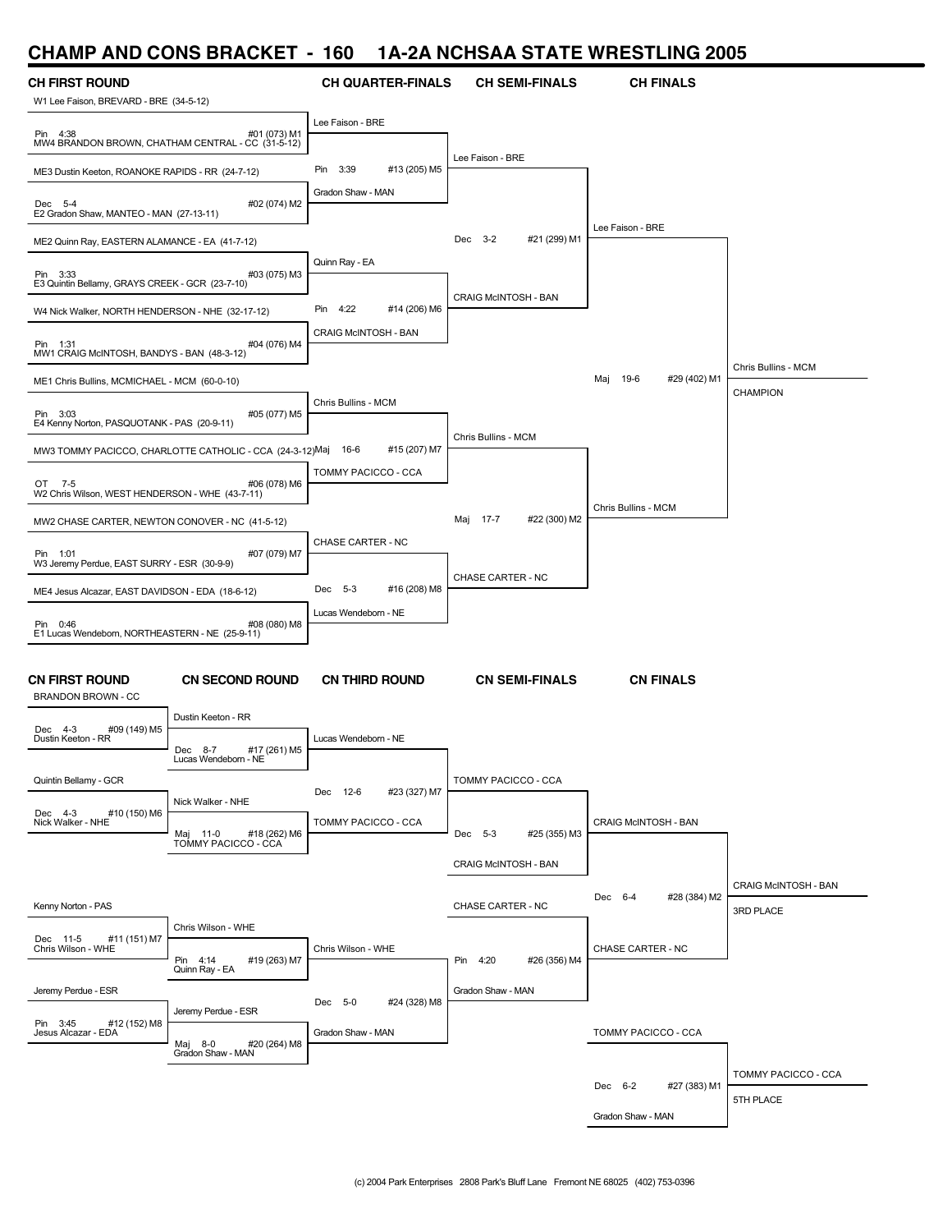# CHAMP AND CONS BRACKET - 160 1A-2A NCHSAA STATE WRESTLING 2005

## CH FIRST ROUND

| Match | Wrestler 1 | Wrestler 2 | Result | Bout |
|---|---|---|---|---|
| #01 (073) M1 | W1 Lee Faison, BREVARD - BRE (34-5-12) | MW4 BRANDON BROWN, CHATHAM CENTRAL - CC (31-5-12) | Pin 4:38 | Lee Faison - BRE |
| #02 (074) M2 | ME3 Dustin Keeton, ROANOKE RAPIDS - RR (24-7-12) | E2 Gradon Shaw, MANTEO - MAN (27-13-11) | Dec 5-4 | Gradon Shaw - MAN |
| #03 (075) M3 | ME2 Quinn Ray, EASTERN ALAMANCE - EA (41-7-12) | E3 Quintin Bellamy, GRAYS CREEK - GCR (23-7-10) | Pin 3:33 | Quinn Ray - EA |
| #04 (076) M4 | W4 Nick Walker, NORTH HENDERSON - NHE (32-17-12) | MW1 CRAIG McINTOSH, BANDYS - BAN (48-3-12) | Pin 1:31 | CRAIG McINTOSH - BAN |
| #05 (077) M5 | ME1 Chris Bullins, MCMICHAEL - MCM (60-0-10) | E4 Kenny Norton, PASQUOTANK - PAS (20-9-11) | Pin 3:03 | Chris Bullins - MCM |
| #06 (078) M6 | MW3 TOMMY PACICCO, CHARLOTTE CATHOLIC - CCA (24-3-12) | W2 Chris Wilson, WEST HENDERSON - WHE (43-7-11) | OT 7-5 | TOMMY PACICCO - CCA |
| #07 (079) M7 | MW2 CHASE CARTER, NEWTON CONOVER - NC (41-5-12) | W3 Jeremy Perdue, EAST SURRY - ESR (30-9-9) | Pin 1:01 | CHASE CARTER - NC |
| #08 (080) M8 | ME4 Jesus Alcazar, EAST DAVIDSON - EDA (18-6-12) | E1 Lucas Wendeborn, NORTHEASTERN - NE (25-9-11) | Pin 0:46 | Lucas Wendeborn - NE |

## CH QUARTER-FINALS

| Match | Wrestler 1 | Wrestler 2 | Result | Winner |
|---|---|---|---|---|
| #13 (205) M5 | Lee Faison - BRE | Gradon Shaw - MAN | Pin 3:39 | Lee Faison - BRE |
| #14 (206) M6 | Quinn Ray - EA | CRAIG McINTOSH - BAN | Pin 4:22 | CRAIG McINTOSH - BAN |
| #15 (207) M7 | Chris Bullins - MCM | TOMMY PACICCO - CCA | Maj 16-6 | Chris Bullins - MCM |
| #16 (208) M8 | CHASE CARTER - NC | Lucas Wendeborn - NE | Dec 5-3 | CHASE CARTER - NC |

## CH SEMI-FINALS

| Match | Wrestler 1 | Wrestler 2 | Result | Winner |
|---|---|---|---|---|
| #21 (299) M1 | Lee Faison - BRE | CRAIG McINTOSH - BAN | Dec 3-2 | Lee Faison - BRE |
| #22 (300) M2 | Chris Bullins - MCM | CHASE CARTER - NC | Maj 17-7 | Chris Bullins - MCM |

## CH FINALS

| Match | Wrestler 1 | Wrestler 2 | Result | Winner |
|---|---|---|---|---|
| #29 (402) M1 | Lee Faison - BRE | Chris Bullins - MCM | Maj 19-6 | Chris Bullins - MCM — CHAMPION |

## CN FIRST ROUND

| Match | Wrestler 1 | Wrestler 2 | Result | Winner |
|---|---|---|---|---|
| #09 (149) M5 | BRANDON BROWN - CC | Dustin Keeton - RR | Dec 4-3 | Dustin Keeton - RR |
| #10 (150) M6 | Quintin Bellamy - GCR | Nick Walker - NHE | Dec 4-3 | Nick Walker - NHE |
| #11 (151) M7 | Kenny Norton - PAS | Chris Wilson - WHE | Dec 11-5 | Chris Wilson - WHE |
| #12 (152) M8 | Jeremy Perdue - ESR | Jesus Alcazar - EDA | Pin 3:45 | Jeremy Perdue - ESR |

## CN SECOND ROUND

| Match | Wrestler 1 | Wrestler 2 | Result | Winner |
|---|---|---|---|---|
| #17 (261) M5 | Dustin Keeton - RR | Lucas Wendeborn - NE | Dec 8-7 | Lucas Wendeborn - NE |
| #18 (262) M6 | Nick Walker - NHE | TOMMY PACICCO - CCA | Maj 11-0 | TOMMY PACICCO - CCA |
| #19 (263) M7 | Chris Wilson - WHE | Quinn Ray - EA | Pin 4:14 | Chris Wilson - WHE |
| #20 (264) M8 | Jeremy Perdue - ESR | Gradon Shaw - MAN | Maj 8-0 | Gradon Shaw - MAN |

## CN THIRD ROUND

| Match | Wrestler 1 | Wrestler 2 | Result | Winner |
|---|---|---|---|---|
| #23 (327) M7 | Lucas Wendeborn - NE | TOMMY PACICCO - CCA | Dec 12-6 | TOMMY PACICCO - CCA |
| #24 (328) M8 | Chris Wilson - WHE | Gradon Shaw - MAN | Dec 5-0 | Gradon Shaw - MAN |

## CN SEMI-FINALS

| Match | Wrestler 1 | Wrestler 2 | Result | Winner |
|---|---|---|---|---|
| #25 (355) M3 | TOMMY PACICCO - CCA | CRAIG McINTOSH - BAN | Dec 5-3 | CRAIG McINTOSH - BAN |
| #26 (356) M4 | CHASE CARTER - NC | Gradon Shaw - MAN | Pin 4:20 | CHASE CARTER - NC |

## CN FINALS

| Match | Wrestler 1 | Wrestler 2 | Result | Winner |
|---|---|---|---|---|
| #28 (384) M2 | CRAIG McINTOSH - BAN | CHASE CARTER - NC | Dec 6-4 | CRAIG McINTOSH - BAN — 3RD PLACE |
| #27 (383) M1 | TOMMY PACICCO - CCA | Gradon Shaw - MAN | Dec 6-2 | TOMMY PACICCO - CCA — 5TH PLACE |

(c) 2004 Park Enterprises 2808 Park's Bluff Lane Fremont NE 68025 (402) 753-0396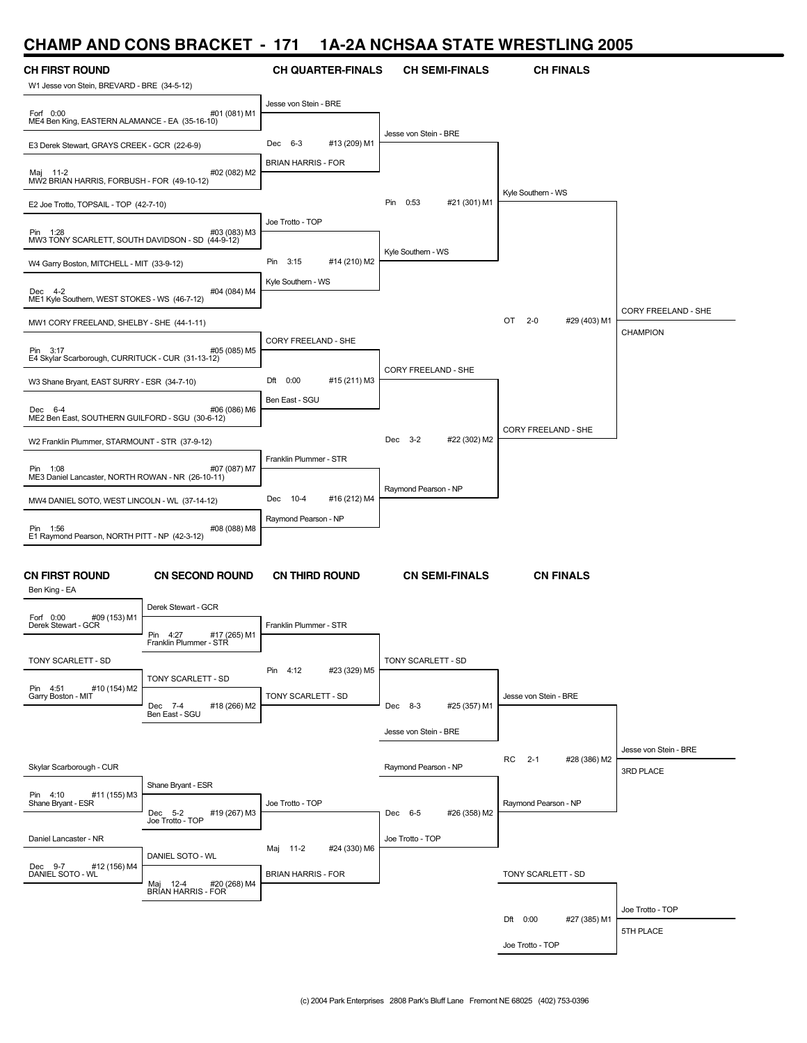# CHAMP AND CONS BRACKET - 171 1A-2A NCHSAA STATE WRESTLING 2005

## CH FIRST ROUND

W1 Jesse von Stein, BREVARD - BRE (34-5-12)
Forf 0:00 #01 (081) M1
ME4 Ben King, EASTERN ALAMANCE - EA (35-16-10)

E3 Derek Stewart, GRAYS CREEK - GCR (22-6-9)
Maj 11-2 #02 (082) M2
MW2 BRIAN HARRIS, FORBUSH - FOR (49-10-12)

E2 Joe Trotto, TOPSAIL - TOP (42-7-10)
Pin 1:28 #03 (083) M3
MW3 TONY SCARLETT, SOUTH DAVIDSON - SD (44-9-12)

W4 Garry Boston, MITCHELL - MIT (33-9-12)
Dec 4-2 #04 (084) M4
ME1 Kyle Southern, WEST STOKES - WS (46-7-12)

MW1 CORY FREELAND, SHELBY - SHE (44-1-11)
Pin 3:17 #05 (085) M5
E4 Skylar Scarborough, CURRITUCK - CUR (31-13-12)

W3 Shane Bryant, EAST SURRY - ESR (34-7-10)
Dec 6-4 #06 (086) M6
ME2 Ben East, SOUTHERN GUILFORD - SGU (30-6-12)

W2 Franklin Plummer, STARMOUNT - STR (37-9-12)
Pin 1:08 #07 (087) M7
ME3 Daniel Lancaster, NORTH ROWAN - NR (26-10-11)

MW4 DANIEL SOTO, WEST LINCOLN - WL (37-14-12)
Pin 1:56 #08 (088) M8
E1 Raymond Pearson, NORTH PITT - NP (42-3-12)

## CH QUARTER-FINALS

Jesse von Stein - BRE
Dec 6-3 #13 (209) M1
BRIAN HARRIS - FOR

Joe Trotto - TOP
Pin 3:15 #14 (210) M2
Kyle Southern - WS

CORY FREELAND - SHE
Dft 0:00 #15 (211) M3
Ben East - SGU

Franklin Plummer - STR
Dec 10-4 #16 (212) M4
Raymond Pearson - NP

## CH SEMI-FINALS

Jesse von Stein - BRE
Pin 0:53 #21 (301) M1
Kyle Southern - WS

CORY FREELAND - SHE
Dec 3-2 #22 (302) M2
Raymond Pearson - NP

## CH FINALS

Kyle Southern - WS
OT 2-0 #29 (403) M1
CORY FREELAND - SHE

CORY FREELAND - SHE
CHAMPION

## CN FIRST ROUND

Ben King - EA
Forf 0:00 #09 (153) M1
Derek Stewart - GCR

TONY SCARLETT - SD
Pin 4:51 #10 (154) M2
Garry Boston - MIT

Skylar Scarborough - CUR
Pin 4:10 #11 (155) M3
Shane Bryant - ESR

Daniel Lancaster - NR
Dec 9-7 #12 (156) M4
DANIEL SOTO - WL

## CN SECOND ROUND

Derek Stewart - GCR
Pin 4:27 #17 (265) M1
Franklin Plummer - STR

TONY SCARLETT - SD
Dec 7-4 #18 (266) M2
Ben East - SGU

Shane Bryant - ESR
Dec 5-2 #19 (267) M3
Joe Trotto - TOP

DANIEL SOTO - WL
Maj 12-4 #20 (268) M4
BRIAN HARRIS - FOR

## CN THIRD ROUND

Franklin Plummer - STR
Pin 4:12 #23 (329) M5
TONY SCARLETT - SD

Joe Trotto - TOP
Maj 11-2 #24 (330) M6
BRIAN HARRIS - FOR

## CN SEMI-FINALS

TONY SCARLETT - SD
Dec 8-3 #25 (357) M1
Jesse von Stein - BRE

Raymond Pearson - NP
Dec 6-5 #26 (358) M2
Joe Trotto - TOP

## CN FINALS

Jesse von Stein - BRE
RC 2-1 #28 (386) M2
Raymond Pearson - NP

Jesse von Stein - BRE
3RD PLACE

TONY SCARLETT - SD
Dft 0:00 #27 (385) M1
Joe Trotto - TOP

Joe Trotto - TOP
5TH PLACE

(c) 2004 Park Enterprises 2808 Park's Bluff Lane Fremont NE 68025 (402) 753-0396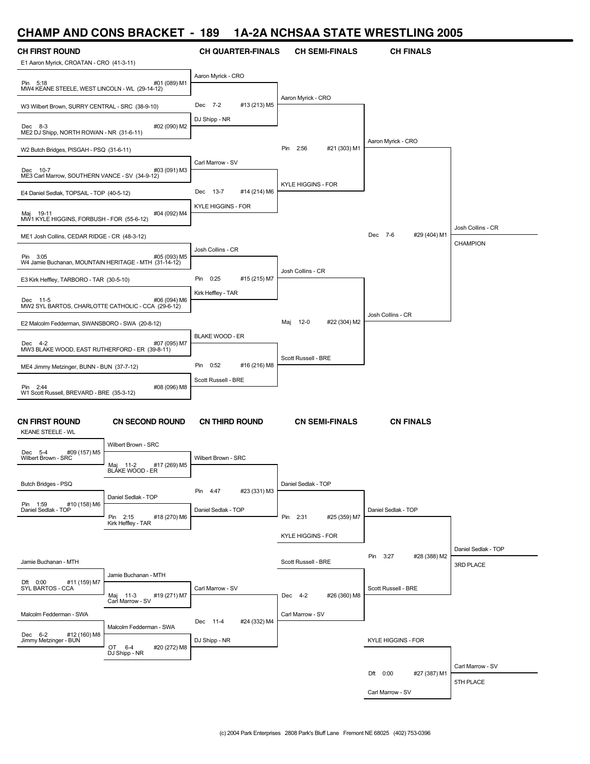# CHAMP AND CONS BRACKET - 189 1A-2A NCHSAA STATE WRESTLING 2005

## CH FIRST ROUND

E1 Aaron Myrick, CROATAN - CRO (41-3-11)
Pin 5:18 — #01 (089) M1
MW4 KEANE STEELE, WEST LINCOLN - WL (29-14-12)

W3 Wilbert Brown, SURRY CENTRAL - SRC (38-9-10)
Dec 8-3 — #02 (090) M2
ME2 DJ Shipp, NORTH ROWAN - NR (31-6-11)

W2 Butch Bridges, PISGAH - PSQ (31-6-11)
Dec 10-7 — #03 (091) M3
ME3 Carl Marrow, SOUTHERN VANCE - SV (34-9-12)

E4 Daniel Sedlak, TOPSAIL - TOP (40-5-12)
Maj 19-11 — #04 (092) M4
MW1 KYLE HIGGINS, FORBUSH - FOR (55-6-12)

ME1 Josh Collins, CEDAR RIDGE - CR (48-3-12)
Pin 3:05 — #05 (093) M5
W4 Jamie Buchanan, MOUNTAIN HERITAGE - MTH (31-14-12)

E3 Kirk Heffley, TARBORO - TAR (30-5-10)
Dec 11-5 — #06 (094) M6
MW2 SYL BARTOS, CHARLOTTE CATHOLIC - CCA (29-6-12)

E2 Malcolm Fedderman, SWANSBORO - SWA (20-8-12)
Dec 4-2 — #07 (095) M7
MW3 BLAKE WOOD, EAST RUTHERFORD - ER (39-8-11)

ME4 Jimmy Metzinger, BUNN - BUN (37-7-12)
Pin 2:44 — #08 (096) M8
W1 Scott Russell, BREVARD - BRE (35-3-12)

## CH QUARTER-FINALS

Aaron Myrick - CRO
Dec 7-2 — #13 (213) M5
DJ Shipp - NR

Carl Marrow - SV
Dec 13-7 — #14 (214) M6
KYLE HIGGINS - FOR

Josh Collins - CR
Pin 0:25 — #15 (215) M7
Kirk Heffley - TAR

BLAKE WOOD - ER
Pin 0:52 — #16 (216) M8
Scott Russell - BRE

## CH SEMI-FINALS

Aaron Myrick - CRO
Pin 2:56 — #21 (303) M1
KYLE HIGGINS - FOR

Josh Collins - CR
Maj 12-0 — #22 (304) M2
Scott Russell - BRE

## CH FINALS

Aaron Myrick - CRO
Dec 7-6 — #29 (404) M1
Josh Collins - CR

Josh Collins - CR
CHAMPION

## CN FIRST ROUND

KEANE STEELE - WL
Dec 5-4 — #09 (157) M5
Wilbert Brown - SRC

Butch Bridges - PSQ
Pin 1:59 — #10 (158) M6
Daniel Sedlak - TOP

Jamie Buchanan - MTH
Dft 0:00 — #11 (159) M7
SYL BARTOS - CCA

Malcolm Fedderman - SWA
Dec 6-2 — #12 (160) M8
Jimmy Metzinger - BUN

## CN SECOND ROUND

Wilbert Brown - SRC
Maj 11-2 — #17 (269) M5
BLAKE WOOD - ER

Daniel Sedlak - TOP
Pin 2:15 — #18 (270) M6
Kirk Heffley - TAR

Jamie Buchanan - MTH
Maj 11-3 — #19 (271) M7
Carl Marrow - SV

Malcolm Fedderman - SWA
OT 6-4 — #20 (272) M8
DJ Shipp - NR

## CN THIRD ROUND

Wilbert Brown - SRC
Pin 4:47 — #23 (331) M3
Daniel Sedlak - TOP

Carl Marrow - SV
Dec 11-4 — #24 (332) M4
DJ Shipp - NR

## CN SEMI-FINALS

Daniel Sedlak - TOP
Pin 2:31 — #25 (359) M7
KYLE HIGGINS - FOR

Scott Russell - BRE
Dec 4-2 — #26 (360) M8
Carl Marrow - SV

## CN FINALS

Daniel Sedlak - TOP
Pin 3:27 — #28 (388) M2
Scott Russell - BRE

Daniel Sedlak - TOP
3RD PLACE

KYLE HIGGINS - FOR
Dft 0:00 — #27 (387) M1
Carl Marrow - SV

Carl Marrow - SV
5TH PLACE

(c) 2004 Park Enterprises 2808 Park's Bluff Lane Fremont NE 68025 (402) 753-0396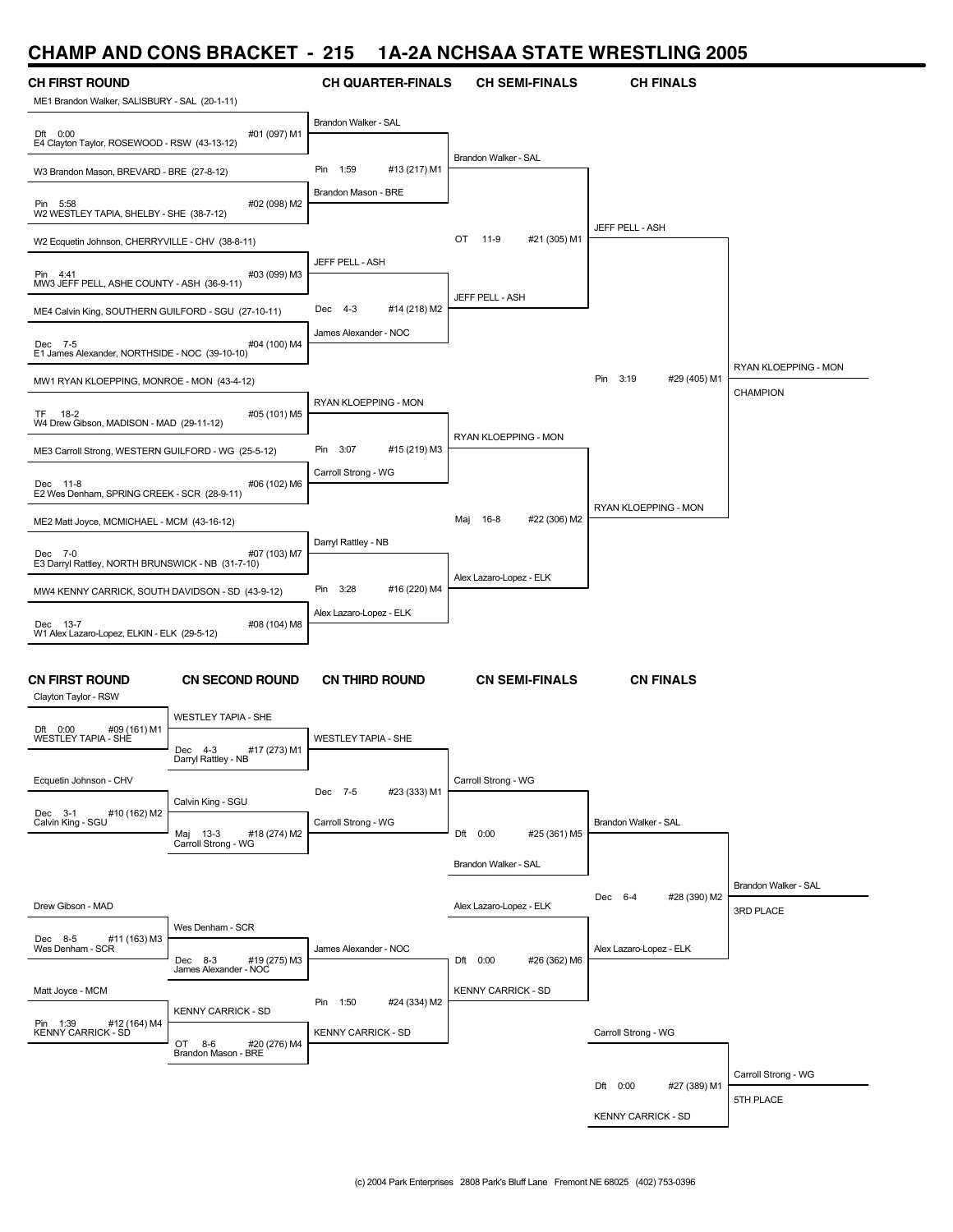# CHAMP AND CONS BRACKET - 215 1A-2A NCHSAA STATE WRESTLING 2005

## CH FIRST ROUND

| Match | Wrestler 1 | Wrestler 2 | Result | Bout |
|---|---|---|---|---|
| #01 (097) M1 | ME1 Brandon Walker, SALISBURY - SAL (20-1-11) | E4 Clayton Taylor, ROSEWOOD - RSW (43-13-12) | Dft 0:00 | |
| #02 (098) M2 | W3 Brandon Mason, BREVARD - BRE (27-8-12) | W2 WESTLEY TAPIA, SHELBY - SHE (38-7-12) | Pin 5:58 | |
| #03 (099) M3 | W2 Ecquetin Johnson, CHERRYVILLE - CHV (38-8-11) | MW3 JEFF PELL, ASHE COUNTY - ASH (36-9-11) | Pin 4:41 | |
| #04 (100) M4 | ME4 Calvin King, SOUTHERN GUILFORD - SGU (27-10-11) | E1 James Alexander, NORTHSIDE - NOC (39-10-10) | Dec 7-5 | |
| #05 (101) M5 | MW1 RYAN KLOEPPING, MONROE - MON (43-4-12) | W4 Drew Gibson, MADISON - MAD (29-11-12) | TF 18-2 | |
| #06 (102) M6 | ME3 Carroll Strong, WESTERN GUILFORD - WG (25-5-12) | E2 Wes Denham, SPRING CREEK - SCR (28-9-11) | Dec 11-8 | |
| #07 (103) M7 | ME2 Matt Joyce, MCMICHAEL - MCM (43-16-12) | E3 Darryl Rattley, NORTH BRUNSWICK - NB (31-7-10) | Dec 7-0 | |
| #08 (104) M8 | MW4 KENNY CARRICK, SOUTH DAVIDSON - SD (43-9-12) | W1 Alex Lazaro-Lopez, ELKIN - ELK (29-5-12) | Dec 13-7 | |

## CH QUARTER-FINALS

| Match | Wrestler 1 | Wrestler 2 | Result |
|---|---|---|---|
| #13 (217) M1 | Brandon Walker - SAL | Brandon Mason - BRE | Pin 1:59 |
| #14 (218) M2 | JEFF PELL - ASH | James Alexander - NOC | Dec 4-3 |
| #15 (219) M3 | RYAN KLOEPPING - MON | Carroll Strong - WG | Pin 3:07 |
| #16 (220) M4 | Darryl Rattley - NB | Alex Lazaro-Lopez - ELK | Pin 3:28 |

## CH SEMI-FINALS

| Match | Wrestler 1 | Wrestler 2 | Result |
|---|---|---|---|
| #21 (305) M1 | Brandon Walker - SAL | JEFF PELL - ASH | OT 11-9 |
| #22 (306) M2 | RYAN KLOEPPING - MON | Alex Lazaro-Lopez - ELK | Maj 16-8 |

## CH FINALS

| Match | Wrestler 1 | Wrestler 2 | Result |
|---|---|---|---|
| #29 (405) M1 | JEFF PELL - ASH | RYAN KLOEPPING - MON | Pin 3:19 |

**RYAN KLOEPPING - MON — CHAMPION**

## CN FIRST ROUND

| Match | Wrestler 1 | Wrestler 2 | Result |
|---|---|---|---|
| #09 (161) M1 | Clayton Taylor - RSW | WESTLEY TAPIA - SHE | Dft 0:00 |
| #10 (162) M2 | Ecquetin Johnson - CHV | Calvin King - SGU | Dec 3-1 |
| #11 (163) M3 | Drew Gibson - MAD | Wes Denham - SCR | Dec 8-5 |
| #12 (164) M4 | Matt Joyce - MCM | KENNY CARRICK - SD | Pin 1:39 |

## CN SECOND ROUND

| Match | Wrestler 1 | Wrestler 2 | Result |
|---|---|---|---|
| #17 (273) M1 | WESTLEY TAPIA - SHE | Darryl Rattley - NB | Dec 4-3 |
| #18 (274) M2 | Calvin King - SGU | Carroll Strong - WG | Maj 13-3 |
| #19 (275) M3 | Wes Denham - SCR | James Alexander - NOC | Dec 8-3 |
| #20 (276) M4 | KENNY CARRICK - SD | Brandon Mason - BRE | OT 8-6 |

## CN THIRD ROUND

| Match | Wrestler 1 | Wrestler 2 | Result |
|---|---|---|---|
| #23 (333) M1 | WESTLEY TAPIA - SHE | Carroll Strong - WG | Dec 7-5 |
| #24 (334) M2 | James Alexander - NOC | KENNY CARRICK - SD | Pin 1:50 |

## CN SEMI-FINALS

| Match | Wrestler 1 | Wrestler 2 | Result |
|---|---|---|---|
| #25 (361) M5 | Carroll Strong - WG | Brandon Walker - SAL | Dft 0:00 |
| #26 (362) M6 | Alex Lazaro-Lopez - ELK | KENNY CARRICK - SD | Dft 0:00 |

## CN FINALS

| Match | Wrestler 1 | Wrestler 2 | Result |
|---|---|---|---|
| #28 (390) M2 | Brandon Walker - SAL | Alex Lazaro-Lopez - ELK | Dec 6-4 |
| #27 (389) M1 | Carroll Strong - WG | KENNY CARRICK - SD | Dft 0:00 |

**Brandon Walker - SAL — 3RD PLACE**

**Carroll Strong - WG — 5TH PLACE**

(c) 2004 Park Enterprises 2808 Park's Bluff Lane Fremont NE 68025 (402) 753-0396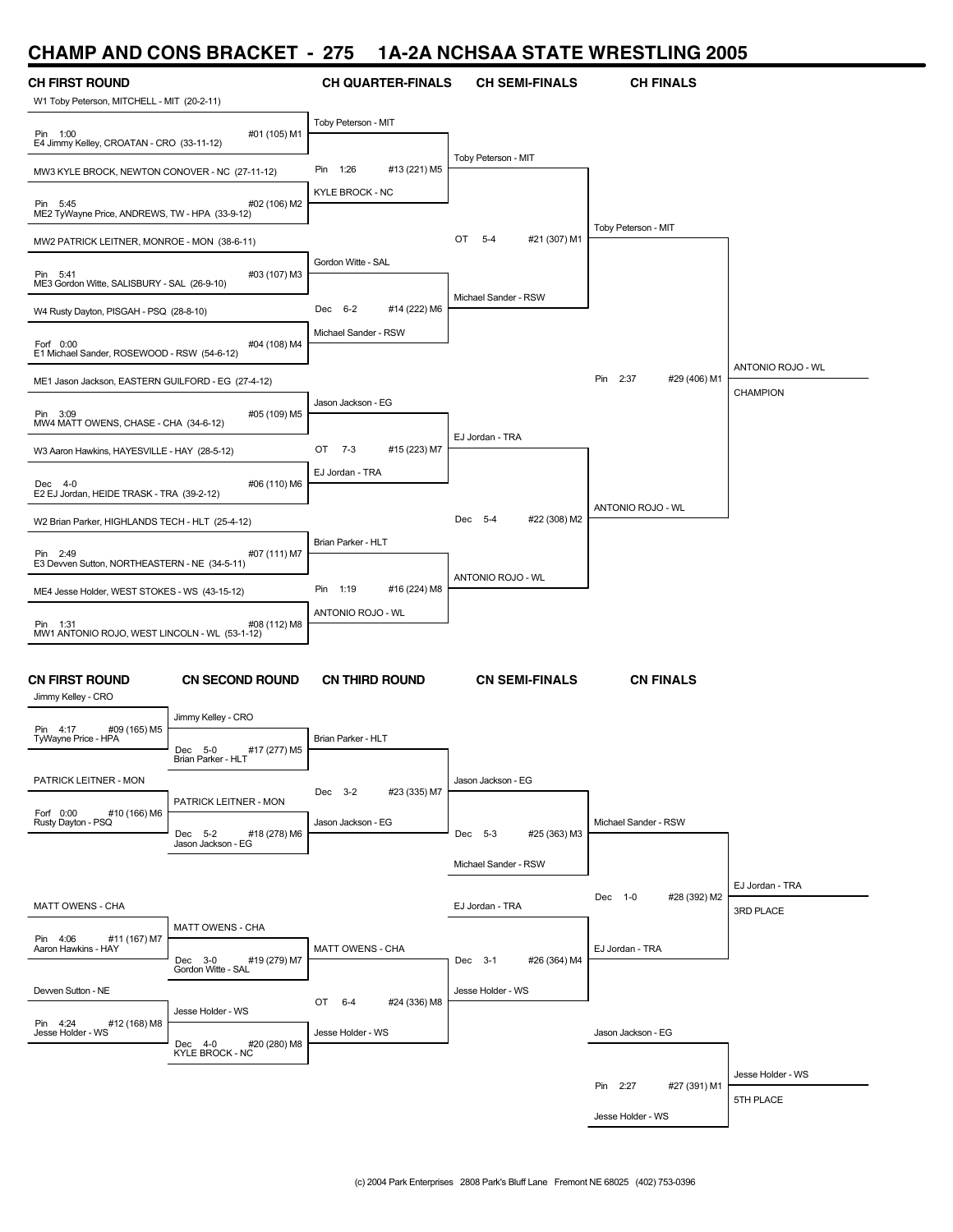# CHAMP AND CONS BRACKET - 275 1A-2A NCHSAA STATE WRESTLING 2005

## CH FIRST ROUND

W1 Toby Peterson, MITCHELL - MIT (20-2-11)
Pin 1:00 #01 (105) M1
E4 Jimmy Kelley, CROATAN - CRO (33-11-12)

MW3 KYLE BROCK, NEWTON CONOVER - NC (27-11-12)
Pin 5:45 #02 (106) M2
ME2 TyWayne Price, ANDREWS, TW - HPA (33-9-12)

MW2 PATRICK LEITNER, MONROE - MON (38-6-11)
Pin 5:41 #03 (107) M3
ME3 Gordon Witte, SALISBURY - SAL (26-9-10)

W4 Rusty Dayton, PISGAH - PSQ (28-8-10)
Forf 0:00 #04 (108) M4
E1 Michael Sander, ROSEWOOD - RSW (54-6-12)

ME1 Jason Jackson, EASTERN GUILFORD - EG (27-4-12)
Pin 3:09 #05 (109) M5
MW4 MATT OWENS, CHASE - CHA (34-6-12)

W3 Aaron Hawkins, HAYESVILLE - HAY (28-5-12)
Dec 4-0 #06 (110) M6
E2 EJ Jordan, HEIDE TRASK - TRA (39-2-12)

W2 Brian Parker, HIGHLANDS TECH - HLT (25-4-12)
Pin 2:49 #07 (111) M7
E3 Devven Sutton, NORTHEASTERN - NE (34-5-11)

ME4 Jesse Holder, WEST STOKES - WS (43-15-12)
Pin 1:31 #08 (112) M8
MW1 ANTONIO ROJO, WEST LINCOLN - WL (53-1-12)

## CH QUARTER-FINALS

Toby Peterson - MIT
Pin 1:26 #13 (221) M5
KYLE BROCK - NC

Gordon Witte - SAL
Dec 6-2 #14 (222) M6
Michael Sander - RSW

Jason Jackson - EG
OT 7-3 #15 (223) M7
EJ Jordan - TRA

Brian Parker - HLT
Pin 1:19 #16 (224) M8
ANTONIO ROJO - WL

## CH SEMI-FINALS

Toby Peterson - MIT
OT 5-4 #21 (307) M1
Michael Sander - RSW

EJ Jordan - TRA
Dec 5-4 #22 (308) M2
ANTONIO ROJO - WL

## CH FINALS

Toby Peterson - MIT
Pin 2:37 #29 (406) M1
ANTONIO ROJO - WL

ANTONIO ROJO - WL
CHAMPION

## CN FIRST ROUND

Jimmy Kelley - CRO
Pin 4:17 #09 (165) M5
TyWayne Price - HPA

PATRICK LEITNER - MON
Forf 0:00 #10 (166) M6
Rusty Dayton - PSQ

MATT OWENS - CHA
Pin 4:06 #11 (167) M7
Aaron Hawkins - HAY

Devven Sutton - NE
Pin 4:24 #12 (168) M8
Jesse Holder - WS

## CN SECOND ROUND

Jimmy Kelley - CRO
Dec 5-0 #17 (277) M5
Brian Parker - HLT

PATRICK LEITNER - MON
Dec 5-2 #18 (278) M6
Jason Jackson - EG

MATT OWENS - CHA
Dec 3-0 #19 (279) M7
Gordon Witte - SAL

Jesse Holder - WS
Dec 4-0 #20 (280) M8
KYLE BROCK - NC

## CN THIRD ROUND

Brian Parker - HLT
Dec 3-2 #23 (335) M7
Jason Jackson - EG

MATT OWENS - CHA
OT 6-4 #24 (336) M8
Jesse Holder - WS

## CN SEMI-FINALS

Jason Jackson - EG
Dec 5-3 #25 (363) M3
Michael Sander - RSW

EJ Jordan - TRA
Dec 3-1 #26 (364) M4
Jesse Holder - WS

## CN FINALS

Michael Sander - RSW
Dec 1-0 #28 (392) M2
EJ Jordan - TRA

EJ Jordan - TRA
3RD PLACE

Jason Jackson - EG
Pin 2:27 #27 (391) M1
Jesse Holder - WS

Jesse Holder - WS
5TH PLACE

(c) 2004 Park Enterprises 2808 Park's Bluff Lane Fremont NE 68025 (402) 753-0396